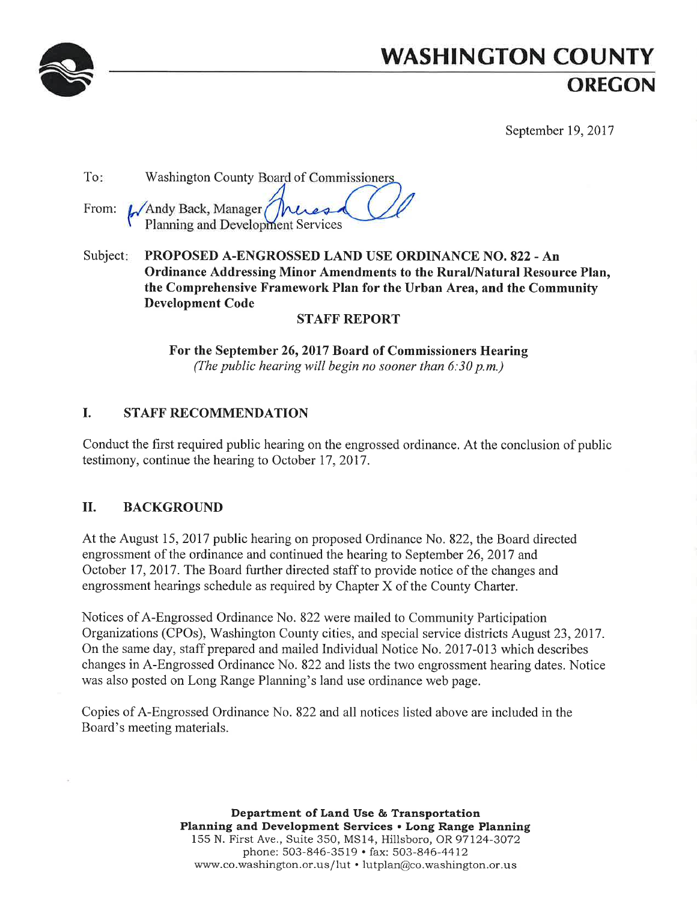# WASHINGTON COUNTY
## OREGON

September 19, 2017

To: Washington County Board of Commissioners

From: for Andy Back, Manager
Planning and Development Services

Subject: **PROPOSED A-ENGROSSED LAND USE ORDINANCE NO. 822 - An Ordinance Addressing Minor Amendments to the Rural/Natural Resource Plan, the Comprehensive Framework Plan for the Urban Area, and the Community Development Code**

**STAFF REPORT**

**For the September 26, 2017 Board of Commissioners Hearing**
*(The public hearing will begin no sooner than 6:30 p.m.)*

## I. STAFF RECOMMENDATION

Conduct the first required public hearing on the engrossed ordinance. At the conclusion of public testimony, continue the hearing to October 17, 2017.

## II. BACKGROUND

At the August 15, 2017 public hearing on proposed Ordinance No. 822, the Board directed engrossment of the ordinance and continued the hearing to September 26, 2017 and October 17, 2017. The Board further directed staff to provide notice of the changes and engrossment hearings schedule as required by Chapter X of the County Charter.

Notices of A-Engrossed Ordinance No. 822 were mailed to Community Participation Organizations (CPOs), Washington County cities, and special service districts August 23, 2017. On the same day, staff prepared and mailed Individual Notice No. 2017-013 which describes changes in A-Engrossed Ordinance No. 822 and lists the two engrossment hearing dates. Notice was also posted on Long Range Planning's land use ordinance web page.

Copies of A-Engrossed Ordinance No. 822 and all notices listed above are included in the Board's meeting materials.

**Department of Land Use & Transportation**
**Planning and Development Services • Long Range Planning**
155 N. First Ave., Suite 350, MS14, Hillsboro, OR 97124-3072
phone: 503-846-3519 • fax: 503-846-4412
www.co.washington.or.us/lut • lutplan@co.washington.or.us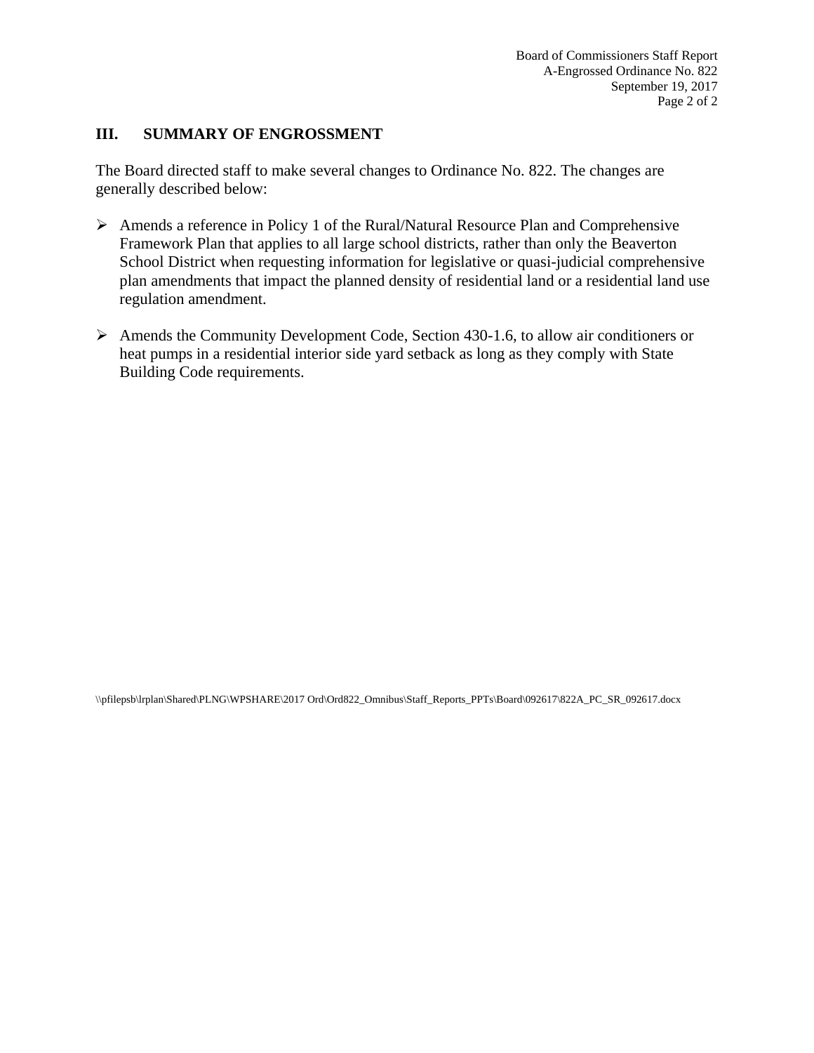## III. SUMMARY OF ENGROSSMENT

The Board directed staff to make several changes to Ordinance No. 822. The changes are generally described below:

- Amends a reference in Policy 1 of the Rural/Natural Resource Plan and Comprehensive Framework Plan that applies to all large school districts, rather than only the Beaverton School District when requesting information for legislative or quasi-judicial comprehensive plan amendments that impact the planned density of residential land or a residential land use regulation amendment.

- Amends the Community Development Code, Section 430-1.6, to allow air conditioners or heat pumps in a residential interior side yard setback as long as they comply with State Building Code requirements.

\\pfilepsb\lrplan\Shared\PLNG\WPSHARE\2017 Ord\Ord822_Omnibus\Staff_Reports_PPTs\Board\092617\822A_PC_SR_092617.docx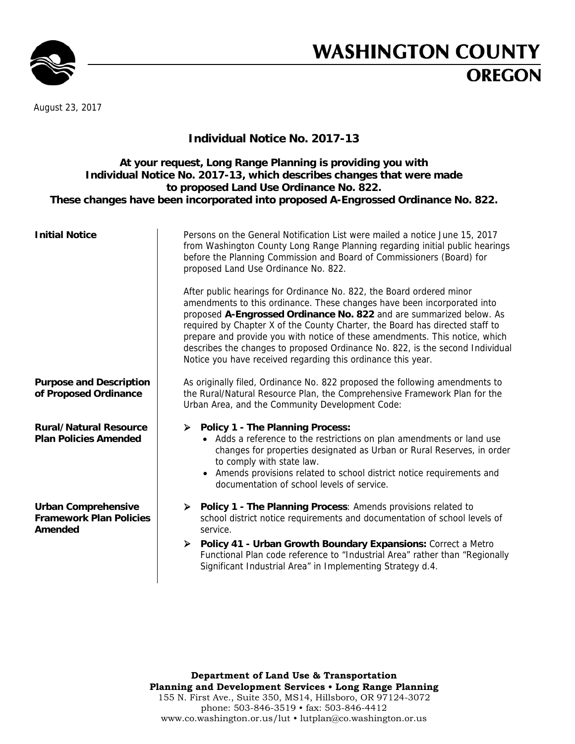# WASHINGTON COUNTY OREGON

August 23, 2017

## Individual Notice No. 2017-13

**At your request, Long Range Planning is providing you with Individual Notice No. 2017-13, which describes changes that were made to proposed Land Use Ordinance No. 822. These changes have been incorporated into proposed A-Engrossed Ordinance No. 822.**

**Initial Notice**

Persons on the General Notification List were mailed a notice June 15, 2017 from Washington County Long Range Planning regarding initial public hearings before the Planning Commission and Board of Commissioners (Board) for proposed Land Use Ordinance No. 822.

After public hearings for Ordinance No. 822, the Board ordered minor amendments to this ordinance. These changes have been incorporated into proposed **A-Engrossed Ordinance No. 822** and are summarized below. As required by Chapter X of the County Charter, the Board has directed staff to prepare and provide you with notice of these amendments. This notice, which describes the changes to proposed Ordinance No. 822, is the second Individual Notice you have received regarding this ordinance this year.

**Purpose and Description of Proposed Ordinance**

As originally filed, Ordinance No. 822 proposed the following amendments to the Rural/Natural Resource Plan, the Comprehensive Framework Plan for the Urban Area, and the Community Development Code:

**Rural/Natural Resource Plan Policies Amended**

- **Policy 1 - The Planning Process:**
  - Adds a reference to the restrictions on plan amendments or land use changes for properties designated as Urban or Rural Reserves, in order to comply with state law.
  - Amends provisions related to school district notice requirements and documentation of school levels of service.

**Urban Comprehensive Framework Plan Policies Amended**

- **Policy 1 - The Planning Process**: Amends provisions related to school district notice requirements and documentation of school levels of service.
- **Policy 41 - Urban Growth Boundary Expansions:** Correct a Metro Functional Plan code reference to "Industrial Area" rather than "Regionally Significant Industrial Area" in Implementing Strategy d.4.

**Department of Land Use & Transportation**
**Planning and Development Services • Long Range Planning**
155 N. First Ave., Suite 350, MS14, Hillsboro, OR 97124-3072
phone: 503-846-3519 • fax: 503-846-4412
www.co.washington.or.us/lut • lutplan@co.washington.or.us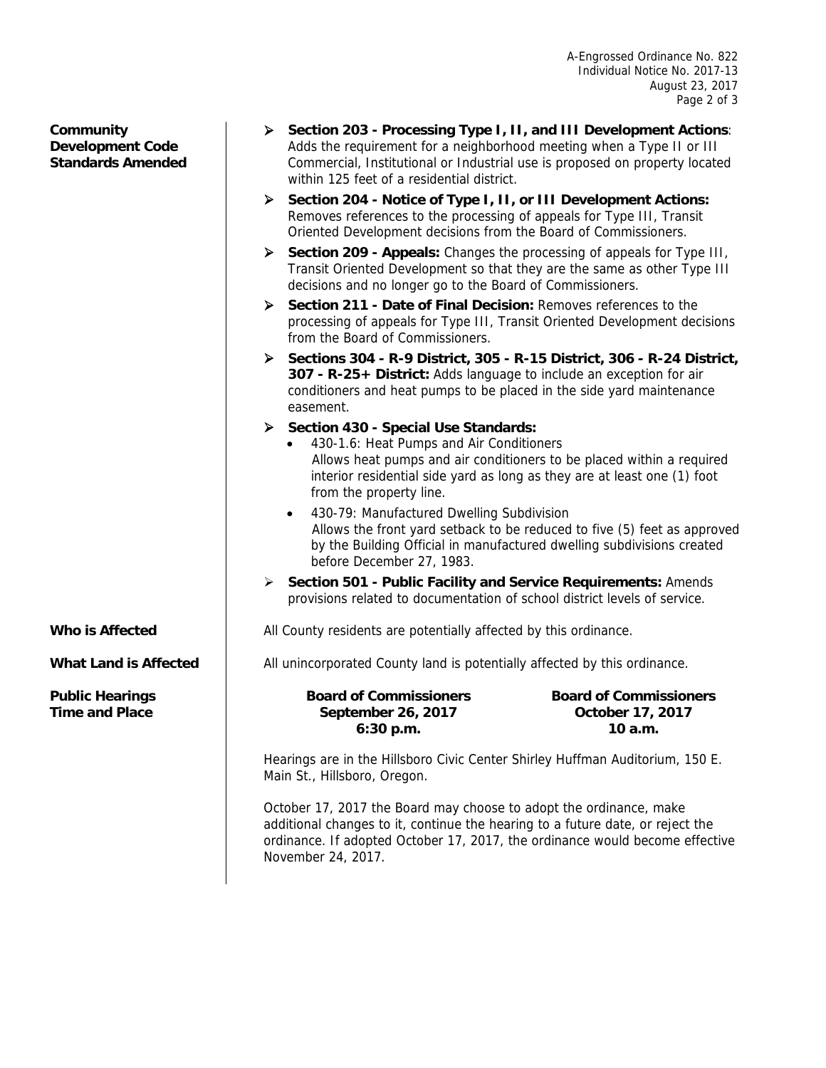**Community Development Code Standards Amended**

- **Section 203 - Processing Type I, II, and III Development Actions**: Adds the requirement for a neighborhood meeting when a Type II or III Commercial, Institutional or Industrial use is proposed on property located within 125 feet of a residential district.
- **Section 204 - Notice of Type I, II, or III Development Actions:** Removes references to the processing of appeals for Type III, Transit Oriented Development decisions from the Board of Commissioners.
- **Section 209 - Appeals:** Changes the processing of appeals for Type III, Transit Oriented Development so that they are the same as other Type III decisions and no longer go to the Board of Commissioners.
- **Section 211 - Date of Final Decision:** Removes references to the processing of appeals for Type III, Transit Oriented Development decisions from the Board of Commissioners.
- **Sections 304 - R-9 District, 305 - R-15 District, 306 - R-24 District, 307 - R-25+ District:** Adds language to include an exception for air conditioners and heat pumps to be placed in the side yard maintenance easement.
- **Section 430 - Special Use Standards:**
  - 430-1.6: Heat Pumps and Air Conditioners
    Allows heat pumps and air conditioners to be placed within a required interior residential side yard as long as they are at least one (1) foot from the property line.
  - 430-79: Manufactured Dwelling Subdivision
    Allows the front yard setback to be reduced to five (5) feet as approved by the Building Official in manufactured dwelling subdivisions created before December 27, 1983.
- **Section 501 - Public Facility and Service Requirements:** Amends provisions related to documentation of school district levels of service.

**Who is Affected**

All County residents are potentially affected by this ordinance.

**What Land is Affected**

All unincorporated County land is potentially affected by this ordinance.

**Public Hearings Time and Place**

| Board of Commissioners | Board of Commissioners |
|---|---|
| **September 26, 2017** | **October 17, 2017** |
| **6:30 p.m.** | **10 a.m.** |

Hearings are in the Hillsboro Civic Center Shirley Huffman Auditorium, 150 E. Main St., Hillsboro, Oregon.

October 17, 2017 the Board may choose to adopt the ordinance, make additional changes to it, continue the hearing to a future date, or reject the ordinance. If adopted October 17, 2017, the ordinance would become effective November 24, 2017.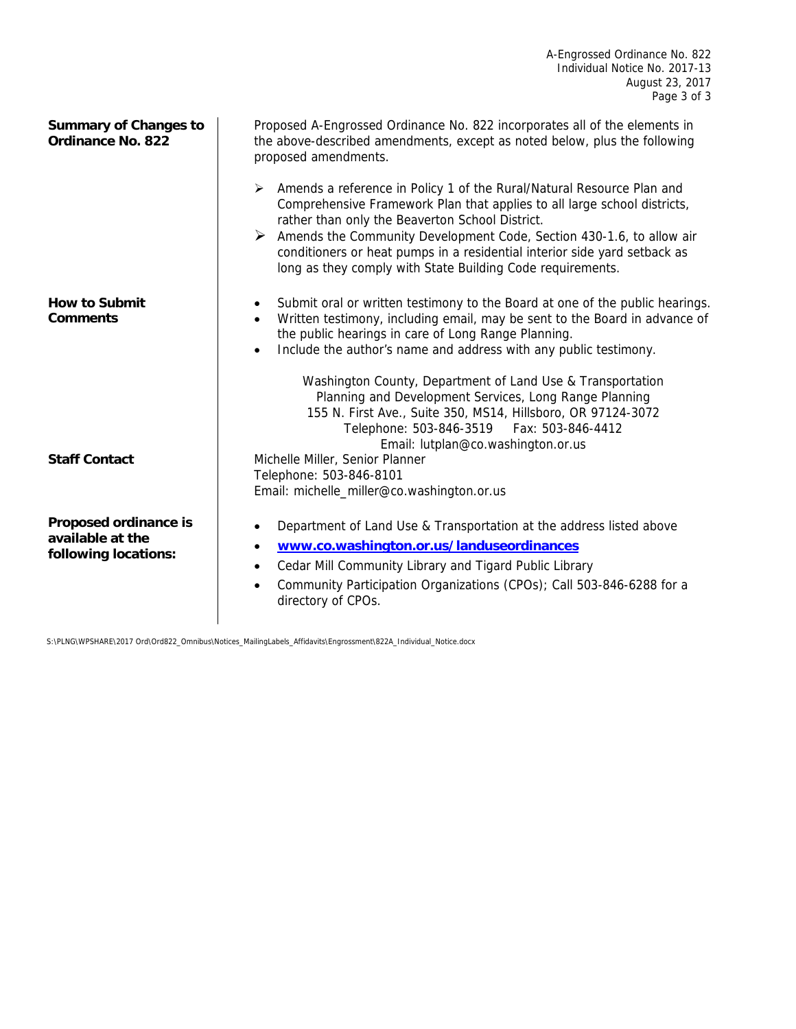**Summary of Changes to Ordinance No. 822**

Proposed A-Engrossed Ordinance No. 822 incorporates all of the elements in the above-described amendments, except as noted below, plus the following proposed amendments.

- Amends a reference in Policy 1 of the Rural/Natural Resource Plan and Comprehensive Framework Plan that applies to all large school districts, rather than only the Beaverton School District.
- Amends the Community Development Code, Section 430-1.6, to allow air conditioners or heat pumps in a residential interior side yard setback as long as they comply with State Building Code requirements.

**How to Submit Comments**

- Submit oral or written testimony to the Board at one of the public hearings.
- Written testimony, including email, may be sent to the Board in advance of the public hearings in care of Long Range Planning.
- Include the author's name and address with any public testimony.

Washington County, Department of Land Use & Transportation
Planning and Development Services, Long Range Planning
155 N. First Ave., Suite 350, MS14, Hillsboro, OR 97124-3072
Telephone: 503-846-3519 Fax: 503-846-4412
Email: lutplan@co.washington.or.us

**Staff Contact**

Michelle Miller, Senior Planner
Telephone: 503-846-8101
Email: michelle_miller@co.washington.or.us

**Proposed ordinance is available at the following locations:**

- Department of Land Use & Transportation at the address listed above
- **www.co.washington.or.us/landuseordinances**
- Cedar Mill Community Library and Tigard Public Library
- Community Participation Organizations (CPOs); Call 503-846-6288 for a directory of CPOs.

S:\PLNG\WPSHARE\2017 Ord\Ord822_Omnibus\Notices_MailingLabels_Affidavits\Engrossment\822A_Individual_Notice.docx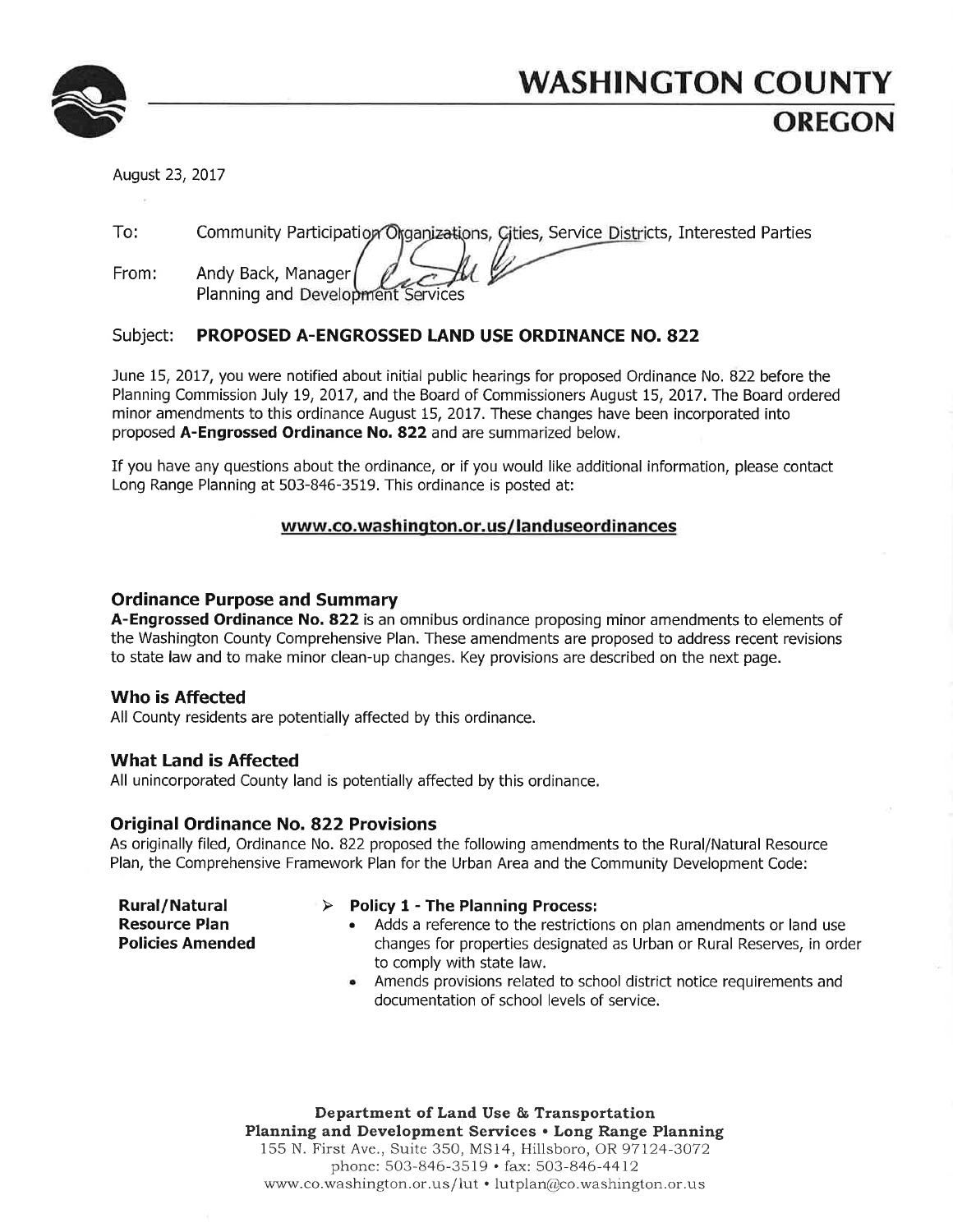# WASHINGTON COUNTY
## OREGON

August 23, 2017

To: Community Participation Organizations, Cities, Service Districts, Interested Parties

From: Andy Back, Manager
Planning and Development Services

### Subject: PROPOSED A-ENGROSSED LAND USE ORDINANCE NO. 822

June 15, 2017, you were notified about initial public hearings for proposed Ordinance No. 822 before the Planning Commission July 19, 2017, and the Board of Commissioners August 15, 2017. The Board ordered minor amendments to this ordinance August 15, 2017. These changes have been incorporated into proposed **A-Engrossed Ordinance No. 822** and are summarized below.

If you have any questions about the ordinance, or if you would like additional information, please contact Long Range Planning at 503-846-3519. This ordinance is posted at:

**www.co.washington.or.us/landuseordinances**

### Ordinance Purpose and Summary

**A-Engrossed Ordinance No. 822** is an omnibus ordinance proposing minor amendments to elements of the Washington County Comprehensive Plan. These amendments are proposed to address recent revisions to state law and to make minor clean-up changes. Key provisions are described on the next page.

### Who is Affected

All County residents are potentially affected by this ordinance.

### What Land is Affected

All unincorporated County land is potentially affected by this ordinance.

### Original Ordinance No. 822 Provisions

As originally filed, Ordinance No. 822 proposed the following amendments to the Rural/Natural Resource Plan, the Comprehensive Framework Plan for the Urban Area and the Community Development Code:

**Rural/Natural Resource Plan Policies Amended**

- **Policy 1 - The Planning Process:**
  - Adds a reference to the restrictions on plan amendments or land use changes for properties designated as Urban or Rural Reserves, in order to comply with state law.
  - Amends provisions related to school district notice requirements and documentation of school levels of service.

**Department of Land Use & Transportation**
**Planning and Development Services • Long Range Planning**
155 N. First Ave., Suite 350, MS14, Hillsboro, OR 97124-3072
phone: 503-846-3519 • fax: 503-846-4412
www.co.washington.or.us/lut • lutplan@co.washington.or.us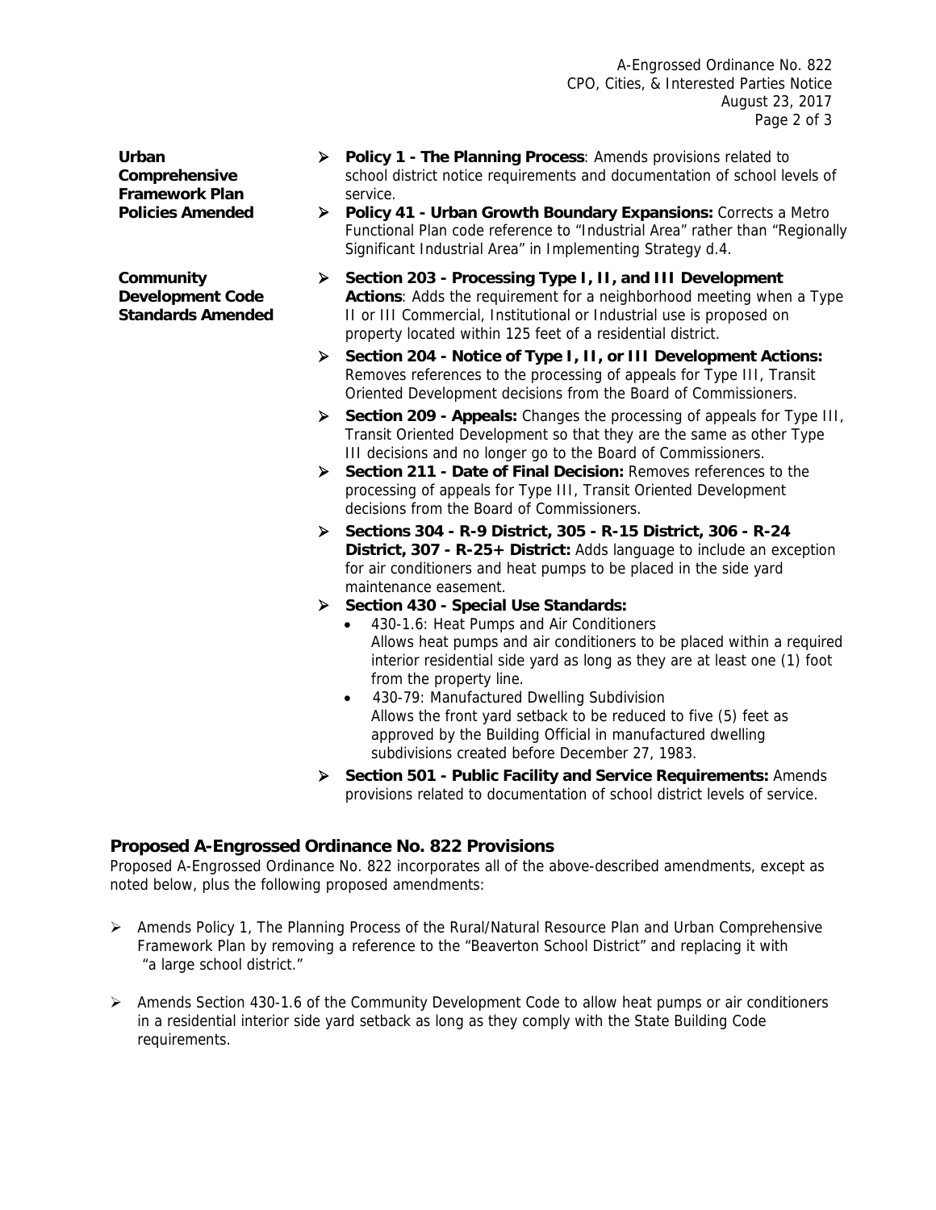**Urban Comprehensive Framework Plan Policies Amended**

- **Policy 1 - The Planning Process**: Amends provisions related to school district notice requirements and documentation of school levels of service.
- **Policy 41 - Urban Growth Boundary Expansions:** Corrects a Metro Functional Plan code reference to "Industrial Area" rather than "Regionally Significant Industrial Area" in Implementing Strategy d.4.

**Community Development Code Standards Amended**

- **Section 203 - Processing Type I, II, and III Development Actions**: Adds the requirement for a neighborhood meeting when a Type II or III Commercial, Institutional or Industrial use is proposed on property located within 125 feet of a residential district.
- **Section 204 - Notice of Type I, II, or III Development Actions:** Removes references to the processing of appeals for Type III, Transit Oriented Development decisions from the Board of Commissioners.
- **Section 209 - Appeals:** Changes the processing of appeals for Type III, Transit Oriented Development so that they are the same as other Type III decisions and no longer go to the Board of Commissioners.
- **Section 211 - Date of Final Decision:** Removes references to the processing of appeals for Type III, Transit Oriented Development decisions from the Board of Commissioners.
- **Sections 304 - R-9 District, 305 - R-15 District, 306 - R-24 District, 307 - R-25+ District:** Adds language to include an exception for air conditioners and heat pumps to be placed in the side yard maintenance easement.
- **Section 430 - Special Use Standards:**
  - 430-1.6: Heat Pumps and Air Conditioners
    Allows heat pumps and air conditioners to be placed within a required interior residential side yard as long as they are at least one (1) foot from the property line.
  - 430-79: Manufactured Dwelling Subdivision
    Allows the front yard setback to be reduced to five (5) feet as approved by the Building Official in manufactured dwelling subdivisions created before December 27, 1983.
- **Section 501 - Public Facility and Service Requirements:** Amends provisions related to documentation of school district levels of service.

## Proposed A-Engrossed Ordinance No. 822 Provisions

Proposed A-Engrossed Ordinance No. 822 incorporates all of the above-described amendments, except as noted below, plus the following proposed amendments:

- Amends Policy 1, The Planning Process of the Rural/Natural Resource Plan and Urban Comprehensive Framework Plan by removing a reference to the "Beaverton School District" and replacing it with "a large school district."
- Amends Section 430-1.6 of the Community Development Code to allow heat pumps or air conditioners in a residential interior side yard setback as long as they comply with the State Building Code requirements.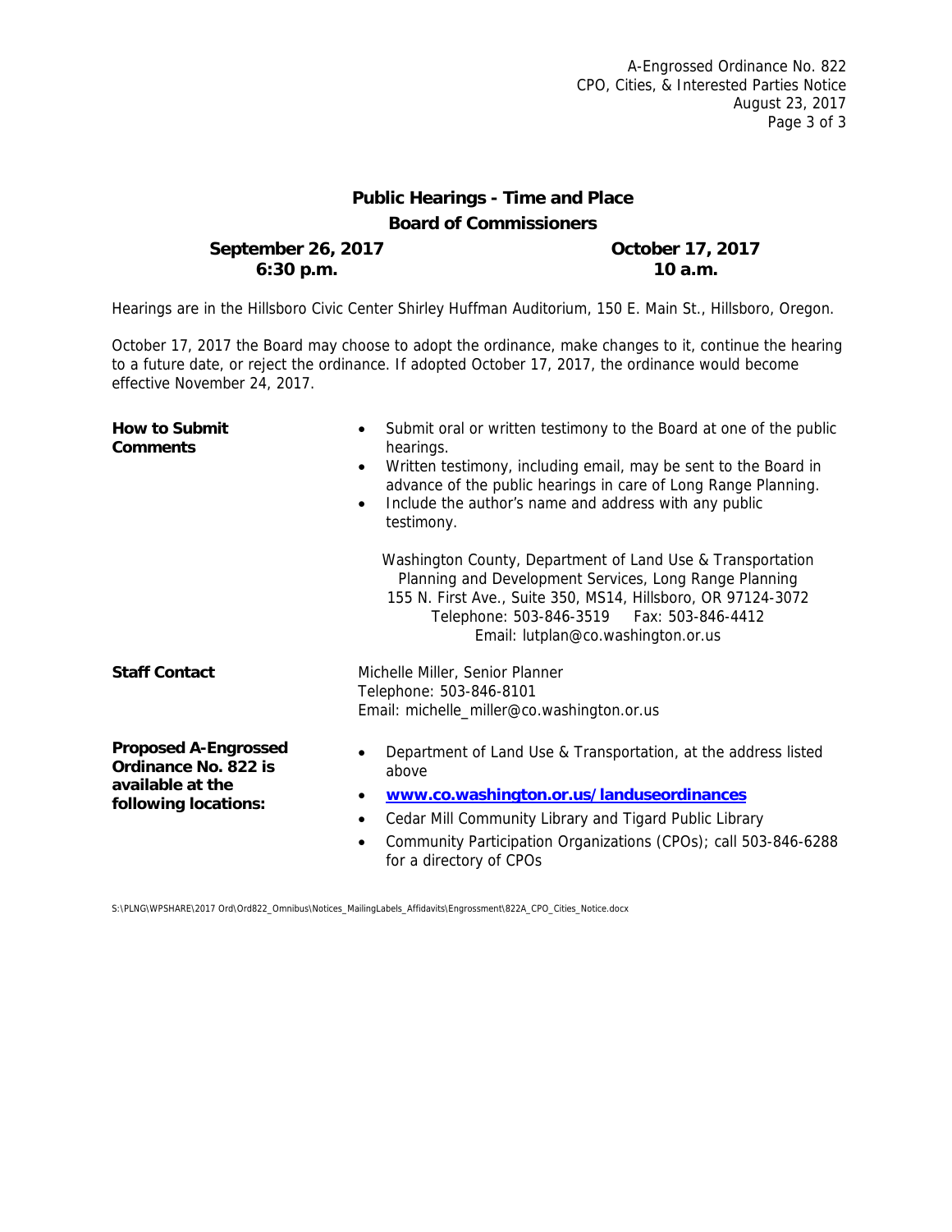## Public Hearings - Time and Place

### Board of Commissioners

| September 26, 2017 | October 17, 2017 |
| --- | --- |
| 6:30 p.m. | 10 a.m. |

Hearings are in the Hillsboro Civic Center Shirley Huffman Auditorium, 150 E. Main St., Hillsboro, Oregon.

October 17, 2017 the Board may choose to adopt the ordinance, make changes to it, continue the hearing to a future date, or reject the ordinance. If adopted October 17, 2017, the ordinance would become effective November 24, 2017.

**How to Submit Comments**

- Submit oral or written testimony to the Board at one of the public hearings.
- Written testimony, including email, may be sent to the Board in advance of the public hearings in care of Long Range Planning.
- Include the author's name and address with any public testimony.

Washington County, Department of Land Use & Transportation
Planning and Development Services, Long Range Planning
155 N. First Ave., Suite 350, MS14, Hillsboro, OR 97124-3072
Telephone: 503-846-3519 Fax: 503-846-4412
Email: lutplan@co.washington.or.us

**Staff Contact**

Michelle Miller, Senior Planner
Telephone: 503-846-8101
Email: michelle_miller@co.washington.or.us

**Proposed A-Engrossed Ordinance No. 822 is available at the following locations:**

- Department of Land Use & Transportation, at the address listed above
- **www.co.washington.or.us/landuseordinances**
- Cedar Mill Community Library and Tigard Public Library
- Community Participation Organizations (CPOs); call 503-846-6288 for a directory of CPOs

S:\PLNG\WPSHARE\2017 Ord\Ord822_Omnibus\Notices_MailingLabels_Affidavits\Engrossment\822A_CPO_Cities_Notice.docx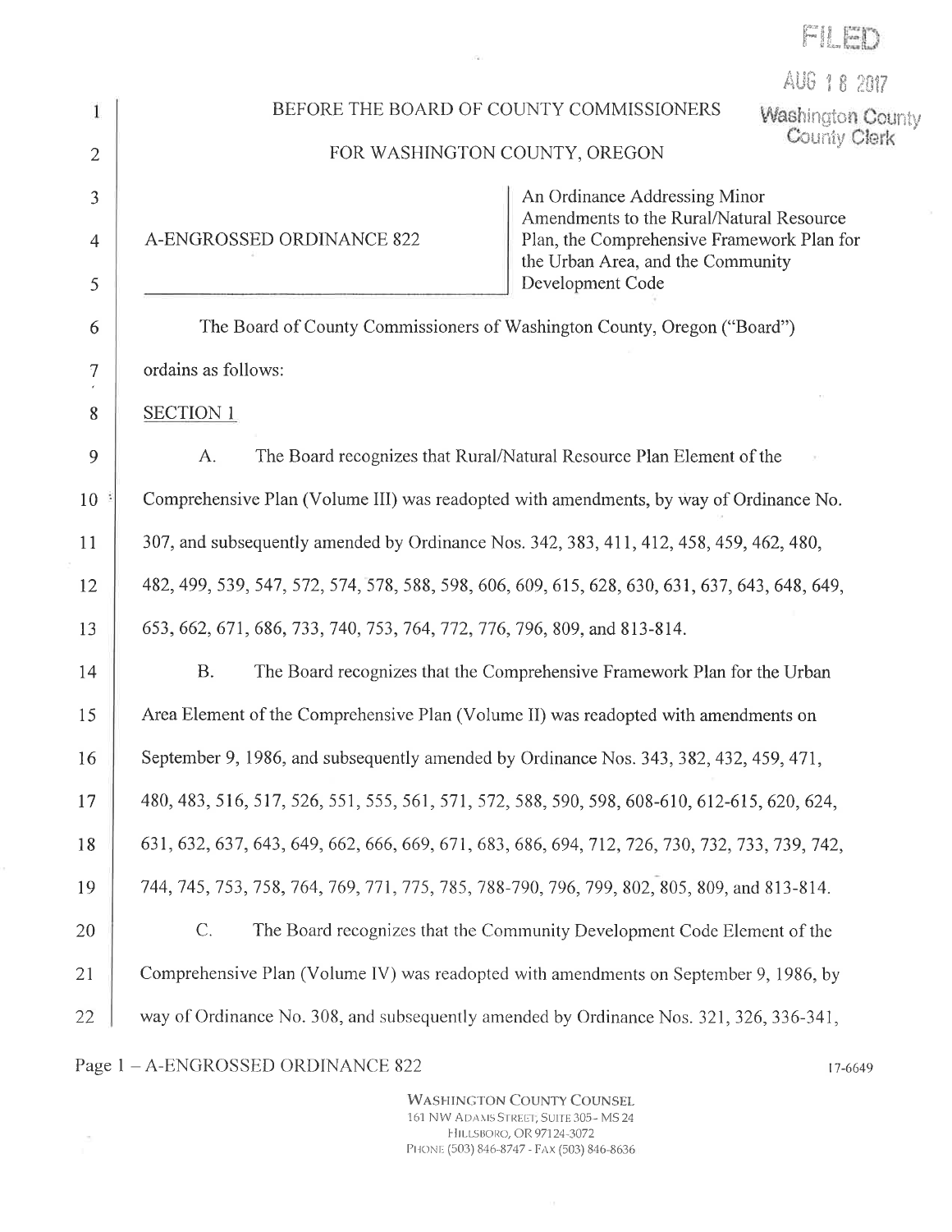FILED

AUG 18 2017

Washington County
County Clerk

BEFORE THE BOARD OF COUNTY COMMISSIONERS

FOR WASHINGTON COUNTY, OREGON

| A-ENGROSSED ORDINANCE 822 | An Ordinance Addressing Minor Amendments to the Rural/Natural Resource Plan, the Comprehensive Framework Plan for the Urban Area, and the Community Development Code |
|---|---|

The Board of County Commissioners of Washington County, Oregon ("Board") ordains as follows:

SECTION 1

A. The Board recognizes that Rural/Natural Resource Plan Element of the Comprehensive Plan (Volume III) was readopted with amendments, by way of Ordinance No. 307, and subsequently amended by Ordinance Nos. 342, 383, 411, 412, 458, 459, 462, 480, 482, 499, 539, 547, 572, 574, 578, 588, 598, 606, 609, 615, 628, 630, 631, 637, 643, 648, 649, 653, 662, 671, 686, 733, 740, 753, 764, 772, 776, 796, 809, and 813-814.

B. The Board recognizes that the Comprehensive Framework Plan for the Urban Area Element of the Comprehensive Plan (Volume II) was readopted with amendments on September 9, 1986, and subsequently amended by Ordinance Nos. 343, 382, 432, 459, 471, 480, 483, 516, 517, 526, 551, 555, 561, 571, 572, 588, 590, 598, 608-610, 612-615, 620, 624, 631, 632, 637, 643, 649, 662, 666, 669, 671, 683, 686, 694, 712, 726, 730, 732, 733, 739, 742, 744, 745, 753, 758, 764, 769, 771, 775, 785, 788-790, 796, 799, 802, 805, 809, and 813-814.

C. The Board recognizes that the Community Development Code Element of the Comprehensive Plan (Volume IV) was readopted with amendments on September 9, 1986, by way of Ordinance No. 308, and subsequently amended by Ordinance Nos. 321, 326, 336-341,

Page 1 – A-ENGROSSED ORDINANCE 822 17-6649

WASHINGTON COUNTY COUNSEL
161 NW ADAMS STREET, SUITE 305 - MS 24
HILLSBORO, OR 97124-3072
PHONE (503) 846-8747 - FAX (503) 846-8636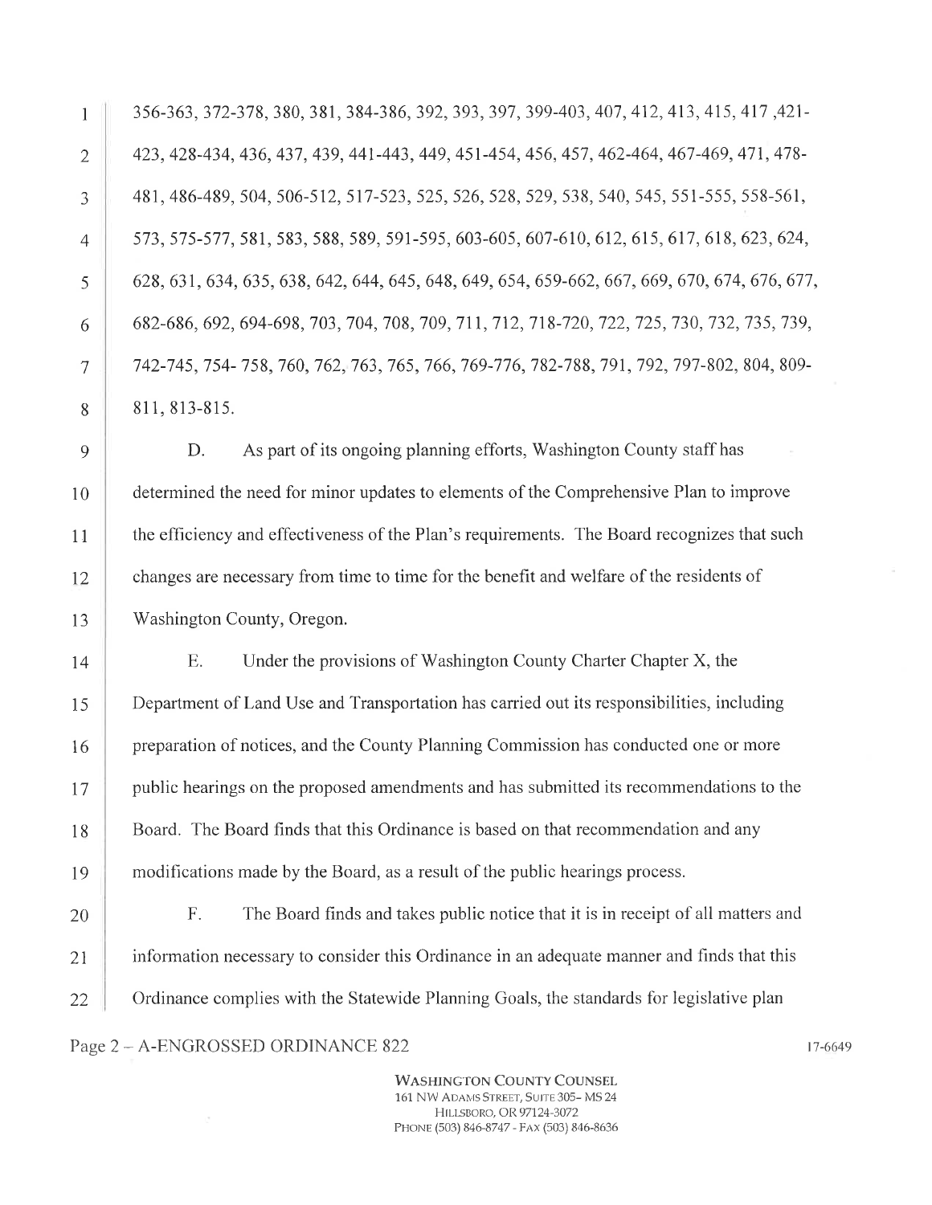356-363, 372-378, 380, 381, 384-386, 392, 393, 397, 399-403, 407, 412, 413, 415, 417 ,421-423, 428-434, 436, 437, 439, 441-443, 449, 451-454, 456, 457, 462-464, 467-469, 471, 478-481, 486-489, 504, 506-512, 517-523, 525, 526, 528, 529, 538, 540, 545, 551-555, 558-561, 573, 575-577, 581, 583, 588, 589, 591-595, 603-605, 607-610, 612, 615, 617, 618, 623, 624, 628, 631, 634, 635, 638, 642, 644, 645, 648, 649, 654, 659-662, 667, 669, 670, 674, 676, 677, 682-686, 692, 694-698, 703, 704, 708, 709, 711, 712, 718-720, 722, 725, 730, 732, 735, 739, 742-745, 754- 758, 760, 762, 763, 765, 766, 769-776, 782-788, 791, 792, 797-802, 804, 809-811, 813-815.

D. As part of its ongoing planning efforts, Washington County staff has determined the need for minor updates to elements of the Comprehensive Plan to improve the efficiency and effectiveness of the Plan's requirements. The Board recognizes that such changes are necessary from time to time for the benefit and welfare of the residents of Washington County, Oregon.

E. Under the provisions of Washington County Charter Chapter X, the Department of Land Use and Transportation has carried out its responsibilities, including preparation of notices, and the County Planning Commission has conducted one or more public hearings on the proposed amendments and has submitted its recommendations to the Board. The Board finds that this Ordinance is based on that recommendation and any modifications made by the Board, as a result of the public hearings process.

F. The Board finds and takes public notice that it is in receipt of all matters and information necessary to consider this Ordinance in an adequate manner and finds that this Ordinance complies with the Statewide Planning Goals, the standards for legislative plan

Page 2 – A-ENGROSSED ORDINANCE 822 17-6649

WASHINGTON COUNTY COUNSEL
161 NW ADAMS STREET, SUITE 305– MS 24
HILLSBORO, OR 97124-3072
PHONE (503) 846-8747 - FAX (503) 846-8636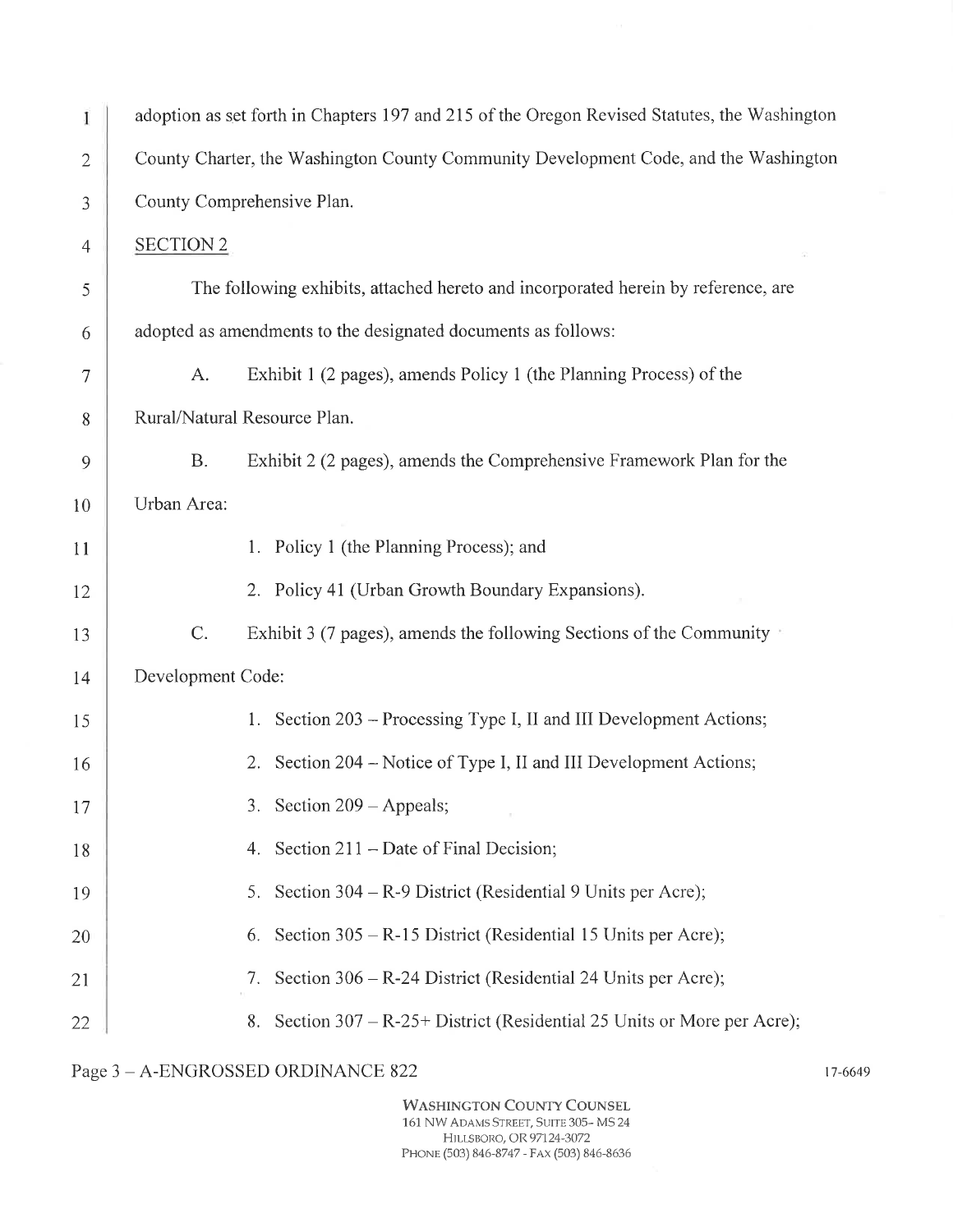adoption as set forth in Chapters 197 and 215 of the Oregon Revised Statutes, the Washington County Charter, the Washington County Community Development Code, and the Washington County Comprehensive Plan.

SECTION 2

The following exhibits, attached hereto and incorporated herein by reference, are adopted as amendments to the designated documents as follows:

A. Exhibit 1 (2 pages), amends Policy 1 (the Planning Process) of the Rural/Natural Resource Plan.

B. Exhibit 2 (2 pages), amends the Comprehensive Framework Plan for the Urban Area:

1. Policy 1 (the Planning Process); and
2. Policy 41 (Urban Growth Boundary Expansions).

C. Exhibit 3 (7 pages), amends the following Sections of the Community Development Code:

1. Section 203 – Processing Type I, II and III Development Actions;
2. Section 204 – Notice of Type I, II and III Development Actions;
3. Section 209 – Appeals;
4. Section 211 – Date of Final Decision;
5. Section 304 – R-9 District (Residential 9 Units per Acre);
6. Section 305 – R-15 District (Residential 15 Units per Acre);
7. Section 306 – R-24 District (Residential 24 Units per Acre);
8. Section 307 – R-25+ District (Residential 25 Units or More per Acre);

Page 3 – A-ENGROSSED ORDINANCE 822

17-6649

WASHINGTON COUNTY COUNSEL
161 NW ADAMS STREET, SUITE 305- MS 24
HILLSBORO, OR 97124-3072
PHONE (503) 846-8747 - FAX (503) 846-8636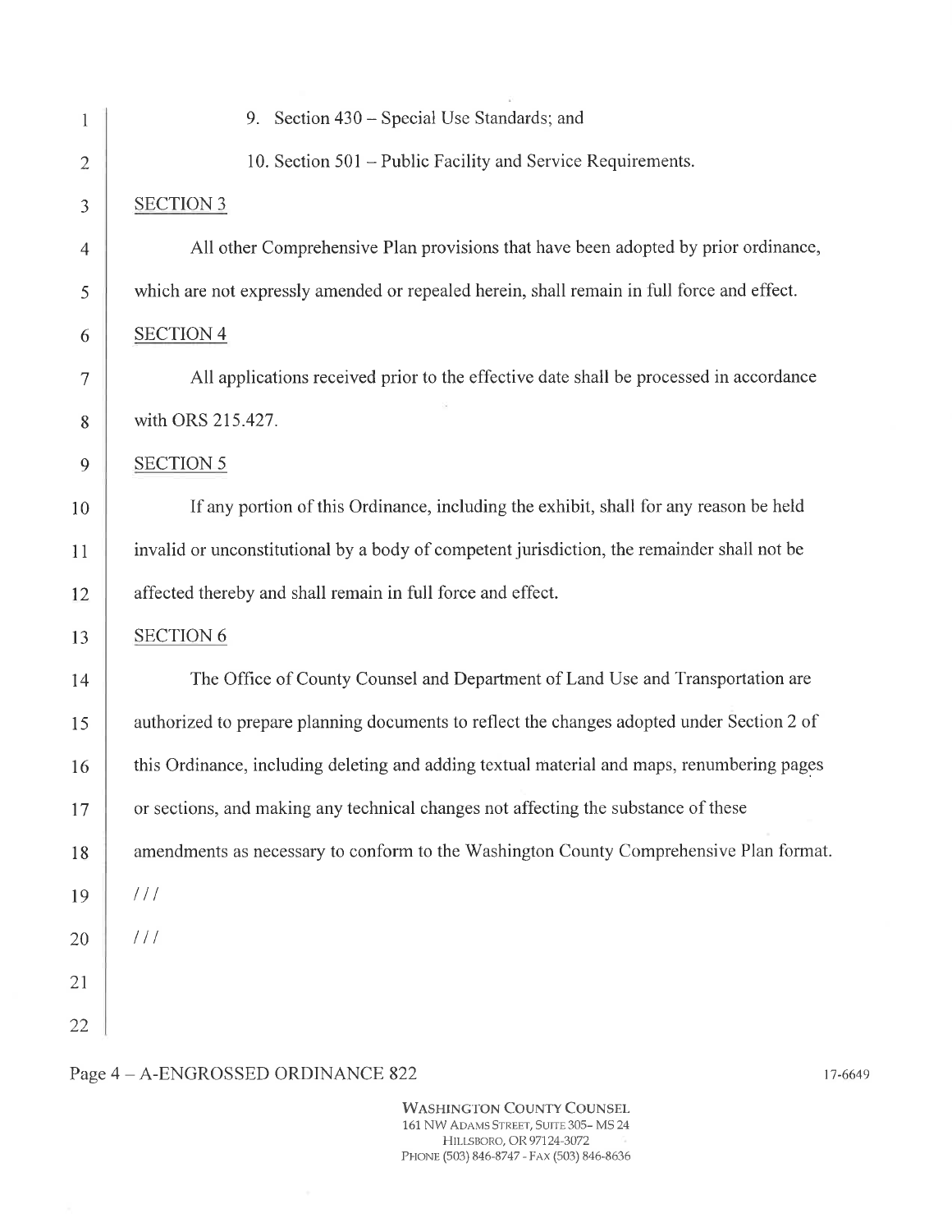9. Section 430 – Special Use Standards; and

10. Section 501 – Public Facility and Service Requirements.

SECTION 3

All other Comprehensive Plan provisions that have been adopted by prior ordinance, which are not expressly amended or repealed herein, shall remain in full force and effect.

SECTION 4

All applications received prior to the effective date shall be processed in accordance with ORS 215.427.

SECTION 5

If any portion of this Ordinance, including the exhibit, shall for any reason be held invalid or unconstitutional by a body of competent jurisdiction, the remainder shall not be affected thereby and shall remain in full force and effect.

SECTION 6

The Office of County Counsel and Department of Land Use and Transportation are authorized to prepare planning documents to reflect the changes adopted under Section 2 of this Ordinance, including deleting and adding textual material and maps, renumbering pages or sections, and making any technical changes not affecting the substance of these amendments as necessary to conform to the Washington County Comprehensive Plan format.

///

///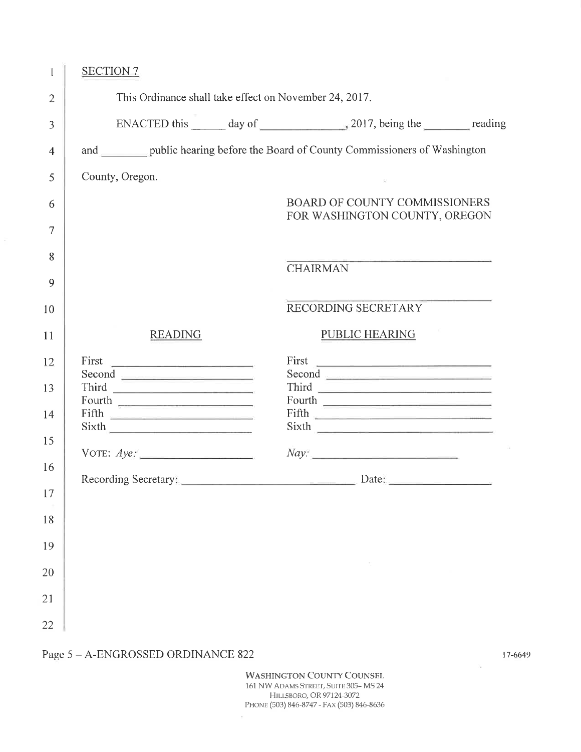SECTION 7

This Ordinance shall take effect on November 24, 2017.

ENACTED this ______ day of ______________, 2017, being the ________ reading and ________ public hearing before the Board of County Commissioners of Washington County, Oregon.

BOARD OF COUNTY COMMISSIONERS
FOR WASHINGTON COUNTY, OREGON

______________________________
CHAIRMAN

______________________________
RECORDING SECRETARY

| READING | | PUBLIC HEARING | |
|---|---|---|---|
| First | ____________ | First | ____________ |
| Second | ____________ | Second | ____________ |
| Third | ____________ | Third | ____________ |
| Fourth | ____________ | Fourth | ____________ |
| Fifth | ____________ | Fifth | ____________ |
| Sixth | ____________ | Sixth | ____________ |

VOTE: *Aye:* ________________ *Nay:* ________________

Recording Secretary: ________________________ Date: ______________

Page 5 – A-ENGROSSED ORDINANCE 822

17-6649

WASHINGTON COUNTY COUNSEL
161 NW ADAMS STREET, SUITE 305– MS 24
HILLSBORO, OR 97124-3072
PHONE (503) 846-8747 - FAX (503) 846-8636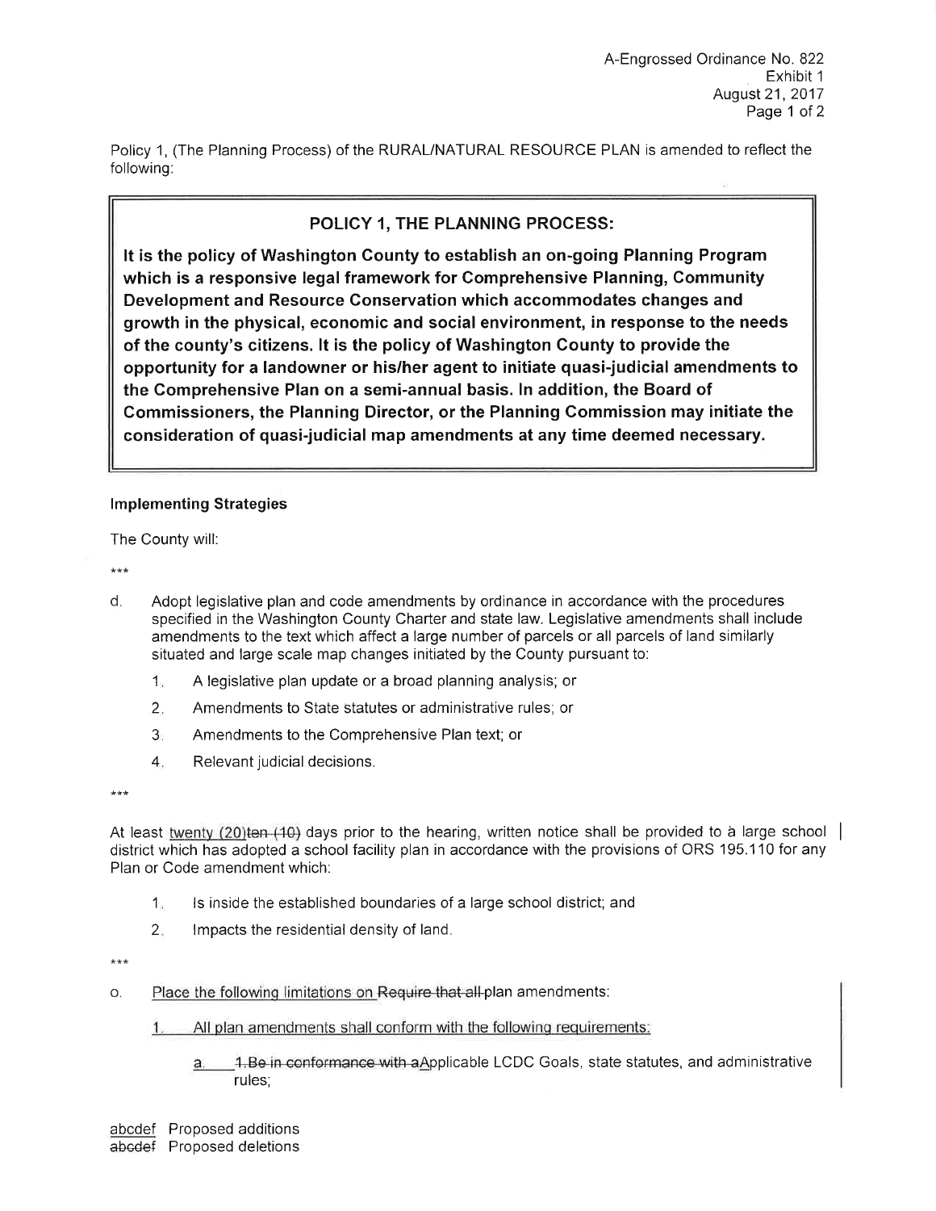A-Engrossed Ordinance No. 822
Exhibit 1
August 21, 2017

Policy 1, (The Planning Process) of the RURAL/NATURAL RESOURCE PLAN is amended to reflect the following:

## POLICY 1, THE PLANNING PROCESS:

**It is the policy of Washington County to establish an on-going Planning Program which is a responsive legal framework for Comprehensive Planning, Community Development and Resource Conservation which accommodates changes and growth in the physical, economic and social environment, in response to the needs of the county's citizens. It is the policy of Washington County to provide the opportunity for a landowner or his/her agent to initiate quasi-judicial amendments to the Comprehensive Plan on a semi-annual basis. In addition, the Board of Commissioners, the Planning Director, or the Planning Commission may initiate the consideration of quasi-judicial map amendments at any time deemed necessary.**

### Implementing Strategies

The County will:

\*\*\*

d. Adopt legislative plan and code amendments by ordinance in accordance with the procedures specified in the Washington County Charter and state law. Legislative amendments shall include amendments to the text which affect a large number of parcels or all parcels of land similarly situated and large scale map changes initiated by the County pursuant to:

   1. A legislative plan update or a broad planning analysis; or
   2. Amendments to State statutes or administrative rules; or
   3. Amendments to the Comprehensive Plan text; or
   4. Relevant judicial decisions.

\*\*\*

At least <u>twenty (20)</u>~~ten (10)~~ days prior to the hearing, written notice shall be provided to a large school district which has adopted a school facility plan in accordance with the provisions of ORS 195.110 for any Plan or Code amendment which:

   1. Is inside the established boundaries of a large school district; and
   2. Impacts the residential density of land.

\*\*\*

o. <u>Place the following limitations on</u> ~~Require that all~~ plan amendments:

   <u>1. All plan amendments shall conform with the following requirements:</u>

      <u>a.</u> ~~1. Be in conformance with a~~<u>A</u>pplicable LCDC Goals, state statutes, and administrative rules;

<u>abcdef</u> Proposed additions
~~abcdef~~ Proposed deletions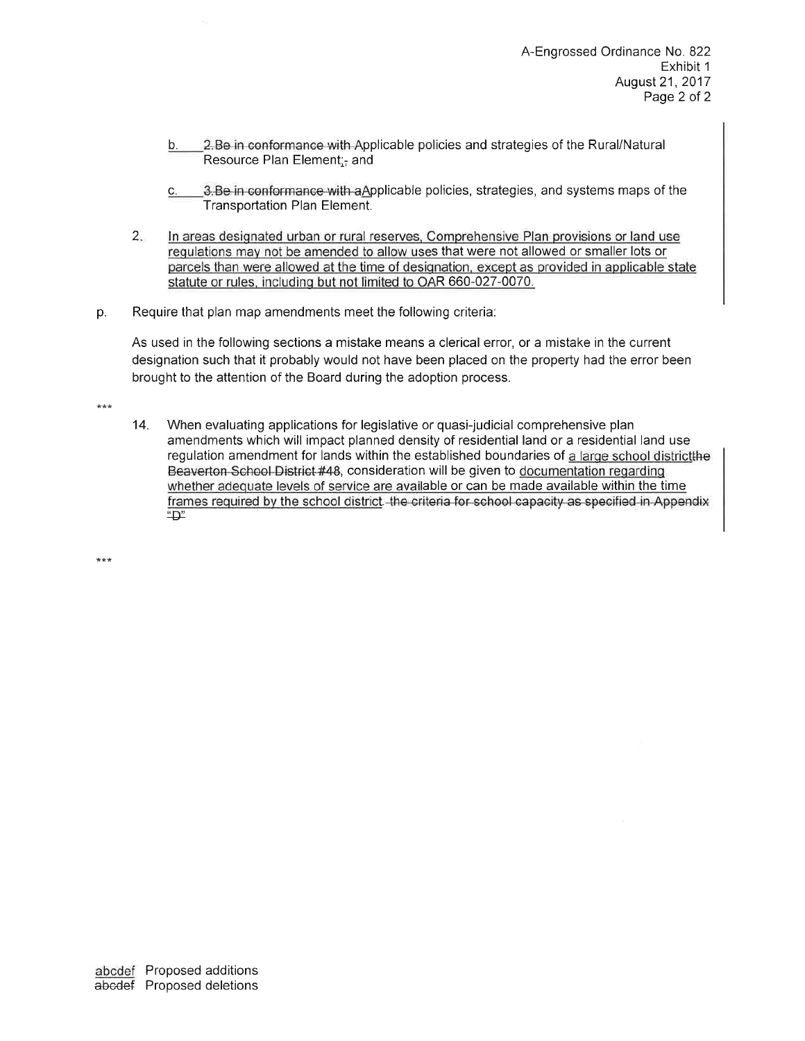A-Engrossed Ordinance No. 822
Exhibit 1
August 21, 2017

b. ~~2. Be in conformance with~~ Applicable policies and strategies of the Rural/Natural Resource Plan Element;~~,~~ and

c. ~~3. Be in conformance with a~~Applicable policies, strategies, and systems maps of the Transportation Plan Element.

2. In areas designated urban or rural reserves, Comprehensive Plan provisions or land use regulations may not be amended to allow uses that were not allowed or smaller lots or parcels than were allowed at the time of designation, except as provided in applicable state statute or rules, including but not limited to OAR 660-027-0070.

p. Require that plan map amendments meet the following criteria:

As used in the following sections a mistake means a clerical error, or a mistake in the current designation such that it probably would not have been placed on the property had the error been brought to the attention of the Board during the adoption process.

***

14. When evaluating applications for legislative or quasi-judicial comprehensive plan amendments which will impact planned density of residential land or a residential land use regulation amendment for lands within the established boundaries of a large school district~~the Beaverton School District #48~~, consideration will be given to documentation regarding whether adequate levels of service are available or can be made available within the time frames required by the school district ~~the criteria for school capacity as specified in Appendix "D"~~

***

abcdef Proposed additions
~~abcdef~~ Proposed deletions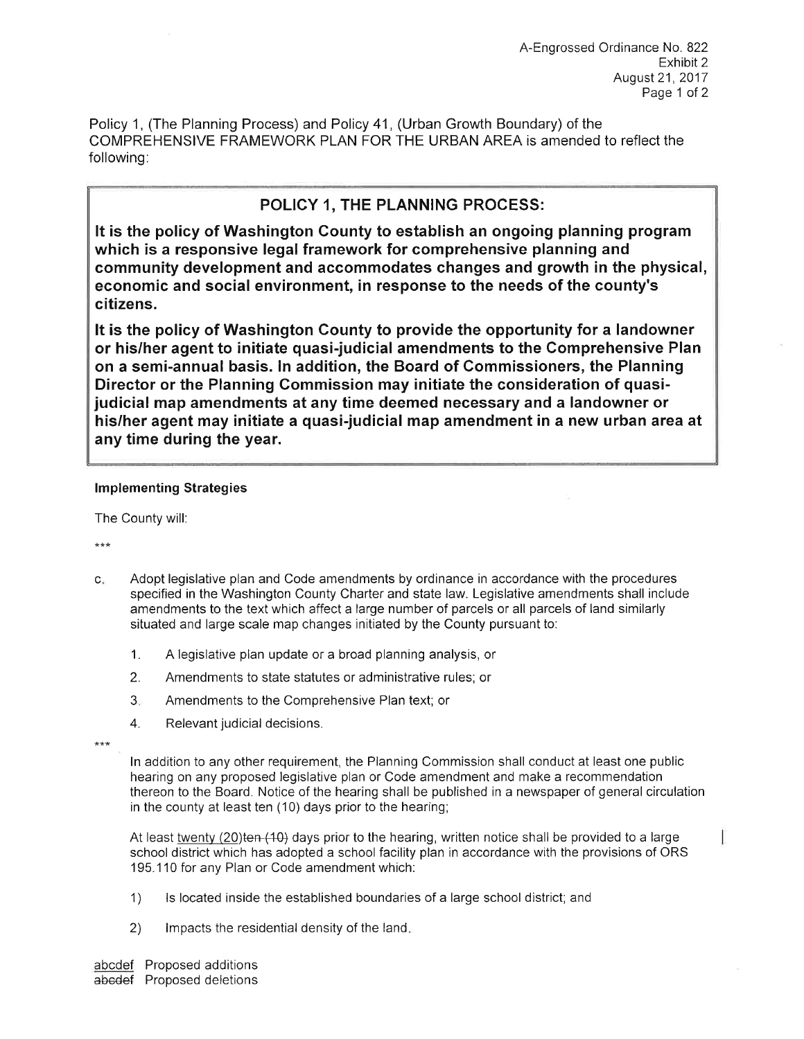A-Engrossed Ordinance No. 822
Exhibit 2
August 21, 2017

Policy 1, (The Planning Process) and Policy 41, (Urban Growth Boundary) of the COMPREHENSIVE FRAMEWORK PLAN FOR THE URBAN AREA is amended to reflect the following:

## POLICY 1, THE PLANNING PROCESS:

**It is the policy of Washington County to establish an ongoing planning program which is a responsive legal framework for comprehensive planning and community development and accommodates changes and growth in the physical, economic and social environment, in response to the needs of the county's citizens.**

**It is the policy of Washington County to provide the opportunity for a landowner or his/her agent to initiate quasi-judicial amendments to the Comprehensive Plan on a semi-annual basis. In addition, the Board of Commissioners, the Planning Director or the Planning Commission may initiate the consideration of quasi-judicial map amendments at any time deemed necessary and a landowner or his/her agent may initiate a quasi-judicial map amendment in a new urban area at any time during the year.**

**Implementing Strategies**

The County will:

***

c. Adopt legislative plan and Code amendments by ordinance in accordance with the procedures specified in the Washington County Charter and state law. Legislative amendments shall include amendments to the text which affect a large number of parcels or all parcels of land similarly situated and large scale map changes initiated by the County pursuant to:

   1. A legislative plan update or a broad planning analysis, or
   2. Amendments to state statutes or administrative rules; or
   3. Amendments to the Comprehensive Plan text; or
   4. Relevant judicial decisions.

***

In addition to any other requirement, the Planning Commission shall conduct at least one public hearing on any proposed legislative plan or Code amendment and make a recommendation thereon to the Board. Notice of the hearing shall be published in a newspaper of general circulation in the county at least ten (10) days prior to the hearing;

At least <u>twenty (20)</u>~~ten (10)~~ days prior to the hearing, written notice shall be provided to a large school district which has adopted a school facility plan in accordance with the provisions of ORS 195.110 for any Plan or Code amendment which:

1) Is located inside the established boundaries of a large school district; and
2) Impacts the residential density of the land.

<u>abcdef</u> Proposed additions
~~abcdef~~ Proposed deletions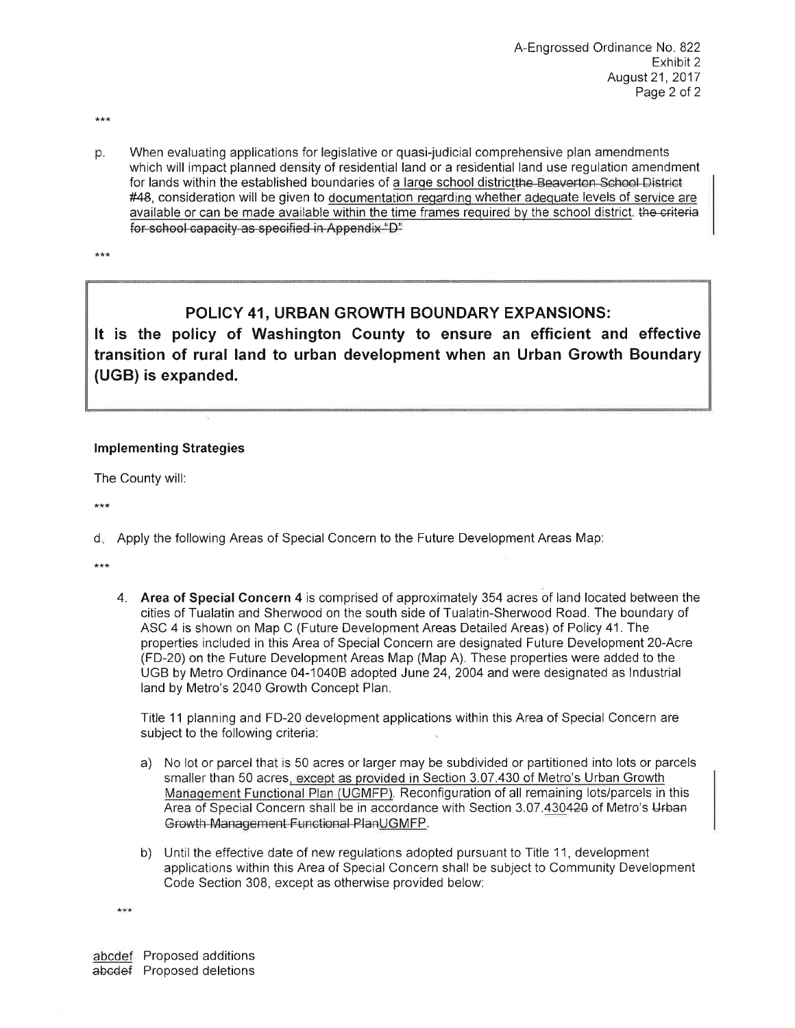\*\*\*

p. When evaluating applications for legislative or quasi-judicial comprehensive plan amendments which will impact planned density of residential land or a residential land use regulation amendment for lands within the established boundaries of <u>a large school district</u>~~the Beaverton School District #48~~, consideration will be given to <u>documentation regarding whether adequate levels of service are available or can be made available within the time frames required by the school district.</u> ~~the criteria for school capacity as specified in Appendix "D"~~

\*\*\*

## POLICY 41, URBAN GROWTH BOUNDARY EXPANSIONS:

**It is the policy of Washington County to ensure an efficient and effective transition of rural land to urban development when an Urban Growth Boundary (UGB) is expanded.**

**Implementing Strategies**

The County will:

\*\*\*

d. Apply the following Areas of Special Concern to the Future Development Areas Map:

\*\*\*

4. **Area of Special Concern 4** is comprised of approximately 354 acres of land located between the cities of Tualatin and Sherwood on the south side of Tualatin-Sherwood Road. The boundary of ASC 4 is shown on Map C (Future Development Areas Detailed Areas) of Policy 41. The properties included in this Area of Special Concern are designated Future Development 20-Acre (FD-20) on the Future Development Areas Map (Map A). These properties were added to the UGB by Metro Ordinance 04-1040B adopted June 24, 2004 and were designated as Industrial land by Metro's 2040 Growth Concept Plan.

   Title 11 planning and FD-20 development applications within this Area of Special Concern are subject to the following criteria:

   a) No lot or parcel that is 50 acres or larger may be subdivided or partitioned into lots or parcels smaller than 50 acres<u>, except as provided in Section 3.07.430 of Metro's Urban Growth Management Functional Plan (UGMFP)</u>. Reconfiguration of all remaining lots/parcels in this Area of Special Concern shall be in accordance with Section 3.07.<u>430</u>~~420~~ of Metro's ~~Urban Growth Management Functional Plan~~<u>UGMFP</u>.

   b) Until the effective date of new regulations adopted pursuant to Title 11, development applications within this Area of Special Concern shall be subject to Community Development Code Section 308, except as otherwise provided below:

\*\*\*

<u>abcdef</u> Proposed additions
~~abcdef~~ Proposed deletions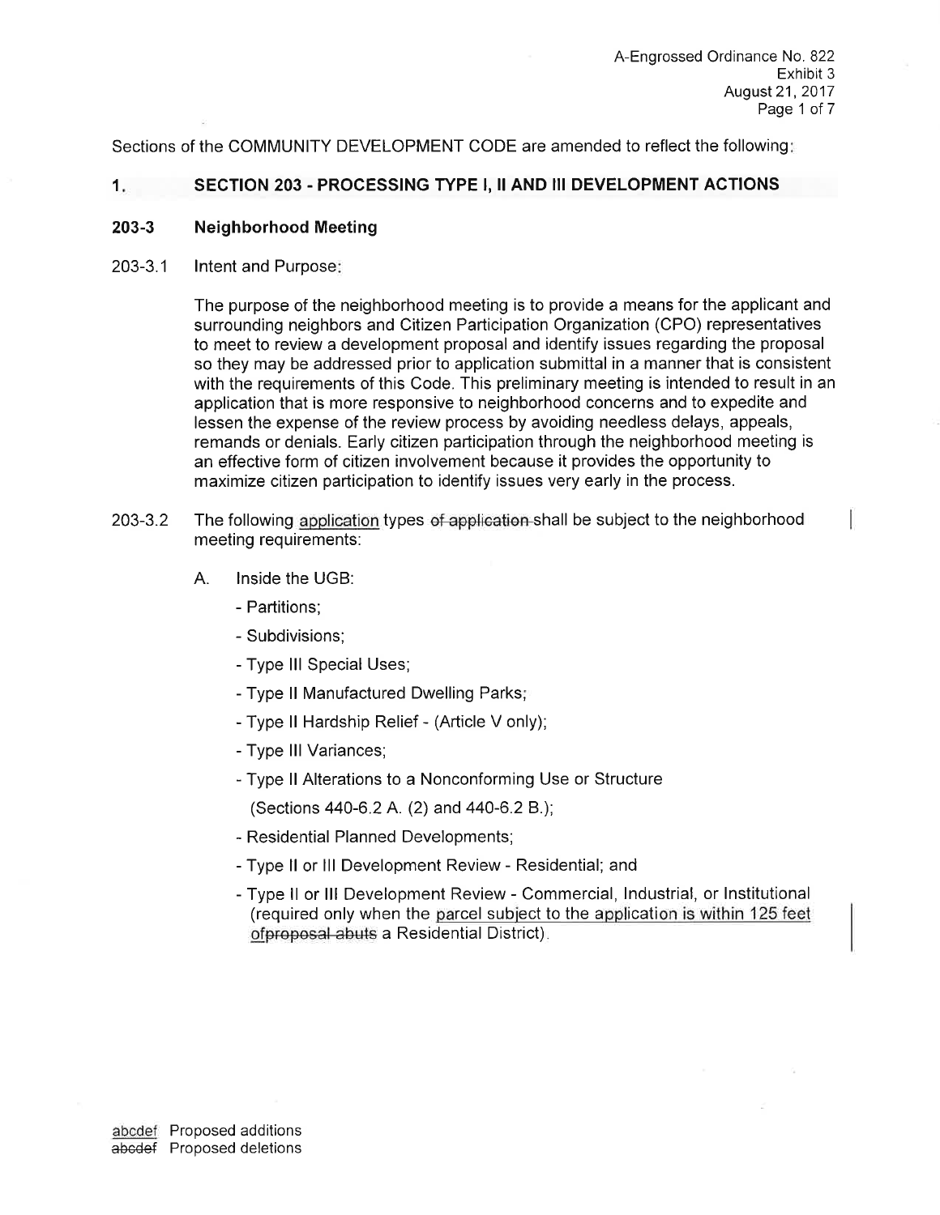Sections of the COMMUNITY DEVELOPMENT CODE are amended to reflect the following:

## 1. SECTION 203 - PROCESSING TYPE I, II AND III DEVELOPMENT ACTIONS

### 203-3 Neighborhood Meeting

203-3.1 Intent and Purpose:

The purpose of the neighborhood meeting is to provide a means for the applicant and surrounding neighbors and Citizen Participation Organization (CPO) representatives to meet to review a development proposal and identify issues regarding the proposal so they may be addressed prior to application submittal in a manner that is consistent with the requirements of this Code. This preliminary meeting is intended to result in an application that is more responsive to neighborhood concerns and to expedite and lessen the expense of the review process by avoiding needless delays, appeals, remands or denials. Early citizen participation through the neighborhood meeting is an effective form of citizen involvement because it provides the opportunity to maximize citizen participation to identify issues very early in the process.

203-3.2 The following <u>application</u> types ~~of application~~ shall be subject to the neighborhood meeting requirements:

A. Inside the UGB:

- Partitions;
- Subdivisions;
- Type III Special Uses;
- Type II Manufactured Dwelling Parks;
- Type II Hardship Relief - (Article V only);
- Type III Variances;
- Type II Alterations to a Nonconforming Use or Structure (Sections 440-6.2 A. (2) and 440-6.2 B.);
- Residential Planned Developments;
- Type II or III Development Review - Residential; and
- Type II or III Development Review - Commercial, Industrial, or Institutional (required only when the <u>parcel subject to the application is within 125 feet of</u>~~proposal abuts~~ a Residential District).

<u>abcdef</u> Proposed additions
~~abcdef~~ Proposed deletions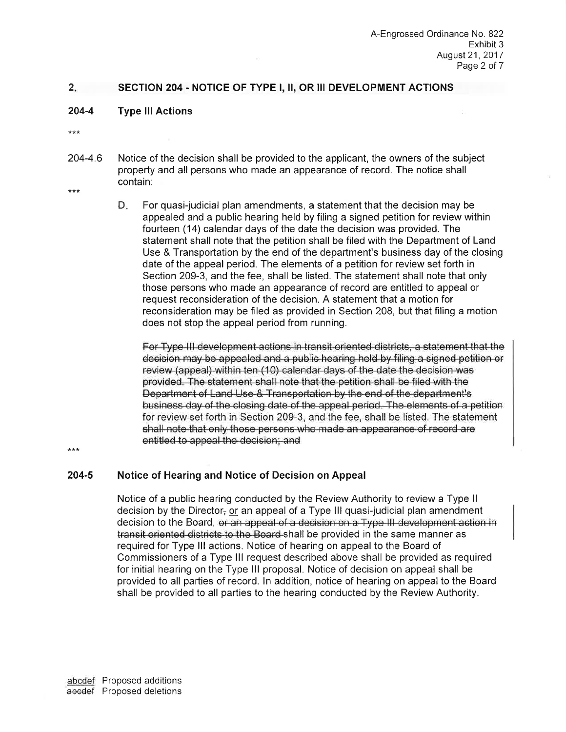## 2. SECTION 204 - NOTICE OF TYPE I, II, OR III DEVELOPMENT ACTIONS

### 204-4 Type III Actions

***

204-4.6 Notice of the decision shall be provided to the applicant, the owners of the subject property and all persons who made an appearance of record. The notice shall contain:

***

D. For quasi-judicial plan amendments, a statement that the decision may be appealed and a public hearing held by filing a signed petition for review within fourteen (14) calendar days of the date the decision was provided. The statement shall note that the petition shall be filed with the Department of Land Use & Transportation by the end of the department's business day of the closing date of the appeal period. The elements of a petition for review set forth in Section 209-3, and the fee, shall be listed. The statement shall note that only those persons who made an appearance of record are entitled to appeal or request reconsideration of the decision. A statement that a motion for reconsideration may be filed as provided in Section 208, but that filing a motion does not stop the appeal period from running.

~~For Type III development actions in transit oriented districts, a statement that the decision may be appealed and a public hearing held by filing a signed petition or review (appeal) within ten (10) calendar days of the date the decision was provided. The statement shall note that the petition shall be filed with the Department of Land Use & Transportation by the end of the department's business day of the closing date of the appeal period. The elements of a petition for review set forth in Section 209-3, and the fee, shall be listed. The statement shall note that only those persons who made an appearance of record are entitled to appeal the decision; and~~

***

### 204-5 Notice of Hearing and Notice of Decision on Appeal

Notice of a public hearing conducted by the Review Authority to review a Type II decision by the Director~~,~~ or an appeal of a Type III quasi-judicial plan amendment decision to the Board, ~~or an appeal of a decision on a Type III development action in transit oriented districts to the Board~~ shall be provided in the same manner as required for Type III actions. Notice of hearing on appeal to the Board of Commissioners of a Type III request described above shall be provided as required for initial hearing on the Type III proposal. Notice of decision on appeal shall be provided to all parties of record. In addition, notice of hearing on appeal to the Board shall be provided to all parties to the hearing conducted by the Review Authority.

abcdef Proposed additions
~~abcdef~~ Proposed deletions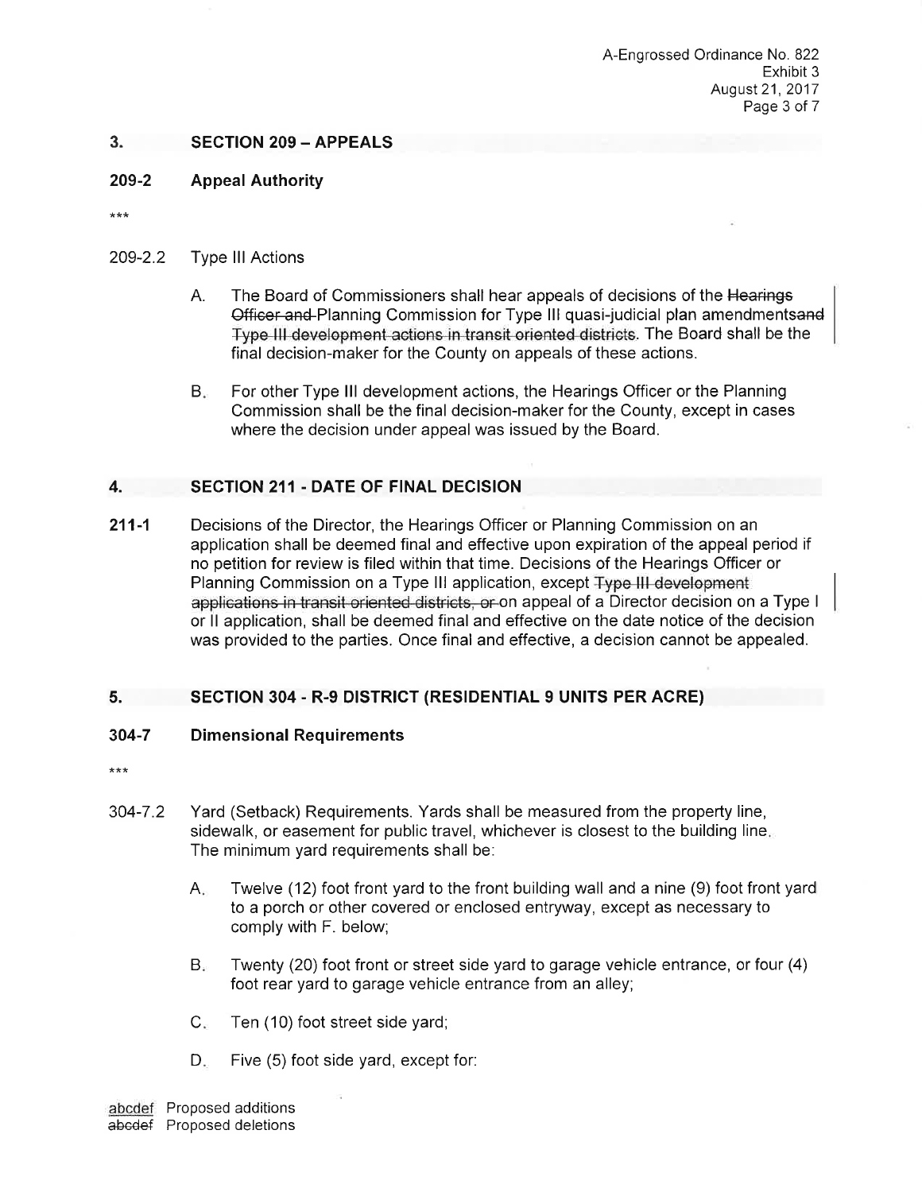## 3. SECTION 209 – APPEALS

### 209-2 Appeal Authority

***

209-2.2 Type III Actions

A. The Board of Commissioners shall hear appeals of decisions of the ~~Hearings Officer and~~ Planning Commission for Type III quasi-judicial plan amendments~~and Type III development actions in transit oriented districts~~. The Board shall be the final decision-maker for the County on appeals of these actions.

B. For other Type III development actions, the Hearings Officer or the Planning Commission shall be the final decision-maker for the County, except in cases where the decision under appeal was issued by the Board.

## 4. SECTION 211 - DATE OF FINAL DECISION

**211-1** Decisions of the Director, the Hearings Officer or Planning Commission on an application shall be deemed final and effective upon expiration of the appeal period if no petition for review is filed within that time. Decisions of the Hearings Officer or Planning Commission on a Type III application, except ~~Type III development applications in transit oriented districts, or~~ on appeal of a Director decision on a Type I or II application, shall be deemed final and effective on the date notice of the decision was provided to the parties. Once final and effective, a decision cannot be appealed.

## 5. SECTION 304 - R-9 DISTRICT (RESIDENTIAL 9 UNITS PER ACRE)

### 304-7 Dimensional Requirements

***

304-7.2 Yard (Setback) Requirements. Yards shall be measured from the property line, sidewalk, or easement for public travel, whichever is closest to the building line. The minimum yard requirements shall be:

A. Twelve (12) foot front yard to the front building wall and a nine (9) foot front yard to a porch or other covered or enclosed entryway, except as necessary to comply with F. below;

B. Twenty (20) foot front or street side yard to garage vehicle entrance, or four (4) foot rear yard to garage vehicle entrance from an alley;

C. Ten (10) foot street side yard;

D. Five (5) foot side yard, except for:

<u>abcdef</u> Proposed additions
~~abcdef~~ Proposed deletions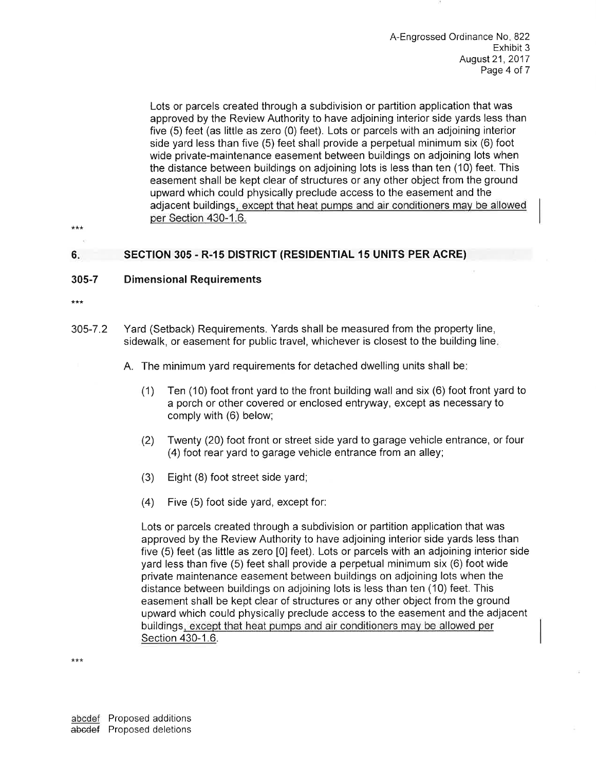Lots or parcels created through a subdivision or partition application that was approved by the Review Authority to have adjoining interior side yards less than five (5) feet (as little as zero (0) feet). Lots or parcels with an adjoining interior side yard less than five (5) feet shall provide a perpetual minimum six (6) foot wide private-maintenance easement between buildings on adjoining lots when the distance between buildings on adjoining lots is less than ten (10) feet. This easement shall be kept clear of structures or any other object from the ground upward which could physically preclude access to the easement and the adjacent buildings, except that heat pumps and air conditioners may be allowed per Section 430-1.6.

***

## 6. SECTION 305 - R-15 DISTRICT (RESIDENTIAL 15 UNITS PER ACRE)

### 305-7 Dimensional Requirements

***

305-7.2 Yard (Setback) Requirements. Yards shall be measured from the property line, sidewalk, or easement for public travel, whichever is closest to the building line.

A. The minimum yard requirements for detached dwelling units shall be:

(1) Ten (10) foot front yard to the front building wall and six (6) foot front yard to a porch or other covered or enclosed entryway, except as necessary to comply with (6) below;

(2) Twenty (20) foot front or street side yard to garage vehicle entrance, or four (4) foot rear yard to garage vehicle entrance from an alley;

(3) Eight (8) foot street side yard;

(4) Five (5) foot side yard, except for:

Lots or parcels created through a subdivision or partition application that was approved by the Review Authority to have adjoining interior side yards less than five (5) feet (as little as zero [0] feet). Lots or parcels with an adjoining interior side yard less than five (5) feet shall provide a perpetual minimum six (6) foot wide private maintenance easement between buildings on adjoining lots when the distance between buildings on adjoining lots is less than ten (10) feet. This easement shall be kept clear of structures or any other object from the ground upward which could physically preclude access to the easement and the adjacent buildings, except that heat pumps and air conditioners may be allowed per Section 430-1.6.

***

abcdef Proposed additions
abcdef Proposed deletions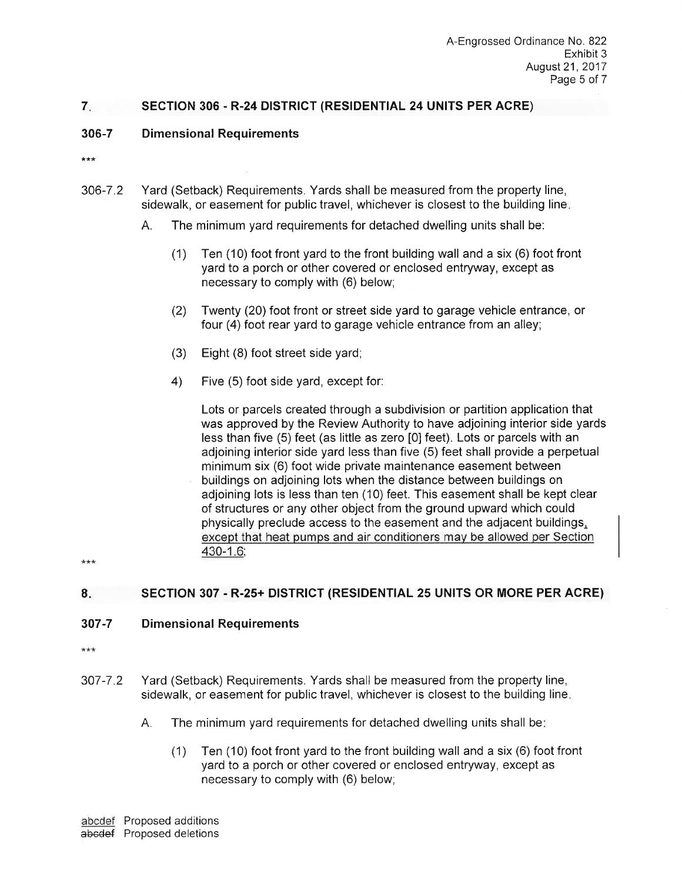## 7. SECTION 306 - R-24 DISTRICT (RESIDENTIAL 24 UNITS PER ACRE)

### 306-7 Dimensional Requirements

***

306-7.2 Yard (Setback) Requirements. Yards shall be measured from the property line, sidewalk, or easement for public travel, whichever is closest to the building line.

A. The minimum yard requirements for detached dwelling units shall be:

(1) Ten (10) foot front yard to the front building wall and a six (6) foot front yard to a porch or other covered or enclosed entryway, except as necessary to comply with (6) below;

(2) Twenty (20) foot front or street side yard to garage vehicle entrance, or four (4) foot rear yard to garage vehicle entrance from an alley;

(3) Eight (8) foot street side yard;

4) Five (5) foot side yard, except for:

Lots or parcels created through a subdivision or partition application that was approved by the Review Authority to have adjoining interior side yards less than five (5) feet (as little as zero [0] feet). Lots or parcels with an adjoining interior side yard less than five (5) feet shall provide a perpetual minimum six (6) foot wide private maintenance easement between buildings on adjoining lots when the distance between buildings on adjoining lots is less than ten (10) feet. This easement shall be kept clear of structures or any other object from the ground upward which could physically preclude access to the easement and the adjacent buildings, <u>except that heat pumps and air conditioners may be allowed per Section 430-1.6</u>;

***

## 8. SECTION 307 - R-25+ DISTRICT (RESIDENTIAL 25 UNITS OR MORE PER ACRE)

### 307-7 Dimensional Requirements

***

307-7.2 Yard (Setback) Requirements. Yards shall be measured from the property line, sidewalk, or easement for public travel, whichever is closest to the building line.

A. The minimum yard requirements for detached dwelling units shall be:

(1) Ten (10) foot front yard to the front building wall and a six (6) foot front yard to a porch or other covered or enclosed entryway, except as necessary to comply with (6) below;

<u>abcdef</u> Proposed additions
~~abcdef~~ Proposed deletions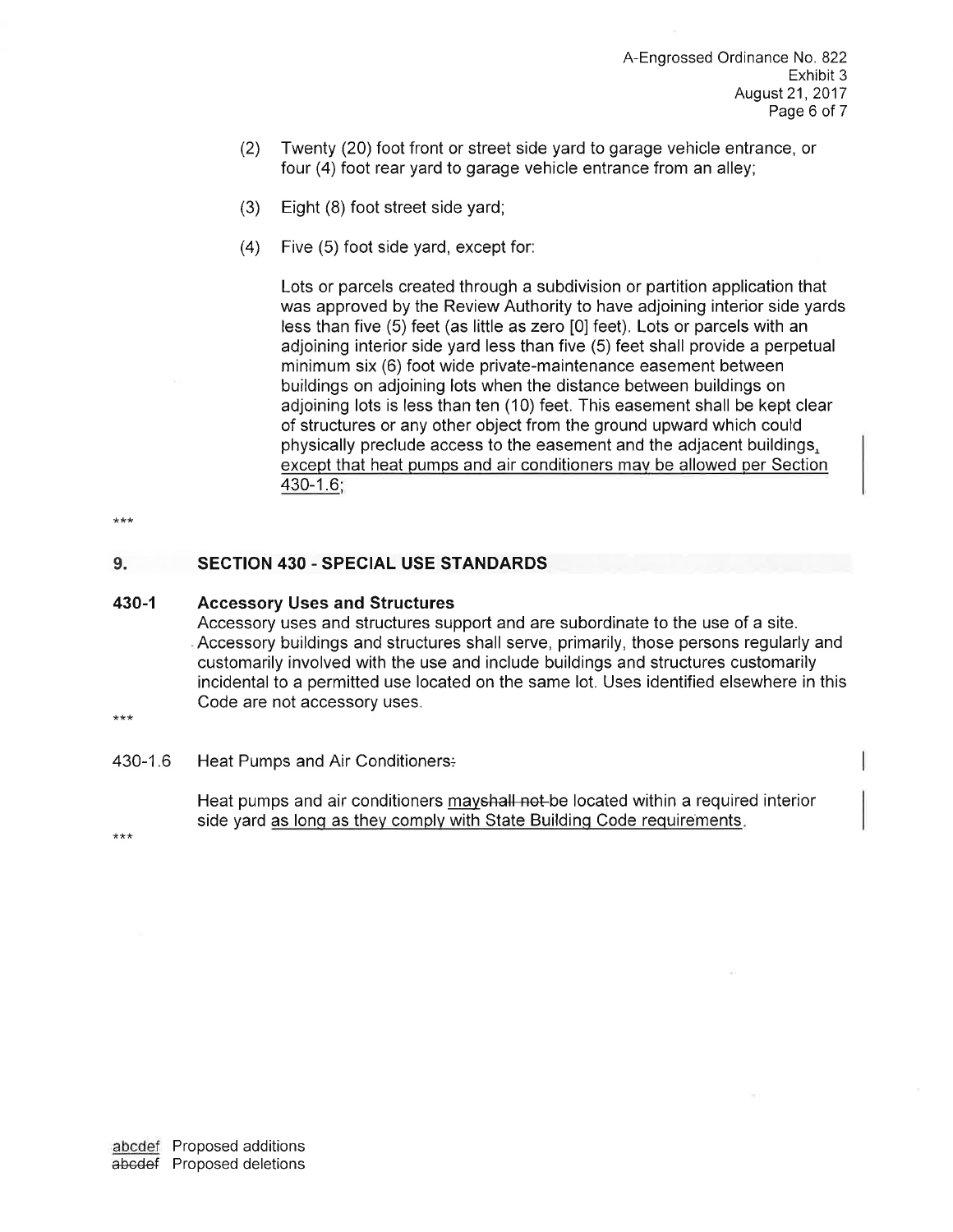(2) Twenty (20) foot front or street side yard to garage vehicle entrance, or four (4) foot rear yard to garage vehicle entrance from an alley;

(3) Eight (8) foot street side yard;

(4) Five (5) foot side yard, except for:

Lots or parcels created through a subdivision or partition application that was approved by the Review Authority to have adjoining interior side yards less than five (5) feet (as little as zero [0] feet). Lots or parcels with an adjoining interior side yard less than five (5) feet shall provide a perpetual minimum six (6) foot wide private-maintenance easement between buildings on adjoining lots when the distance between buildings on adjoining lots is less than ten (10) feet. This easement shall be kept clear of structures or any other object from the ground upward which could physically preclude access to the easement and the adjacent buildings<ins>,</ins> <ins>except that heat pumps and air conditioners may be allowed per Section 430-1.6</ins>;

***

## 9. SECTION 430 - SPECIAL USE STANDARDS

### 430-1 Accessory Uses and Structures

Accessory uses and structures support and are subordinate to the use of a site. Accessory buildings and structures shall serve, primarily, those persons regularly and customarily involved with the use and include buildings and structures customarily incidental to a permitted use located on the same lot. Uses identified elsewhere in this Code are not accessory uses.

***

430-1.6 Heat Pumps and Air Conditioners~~:~~

Heat pumps and air conditioners <ins>may</ins>~~shall not~~ be located within a required interior side yard <ins>as long as they comply with State Building Code requirements</ins>.

***

<ins>abcdef</ins> Proposed additions
~~abcdef~~ Proposed deletions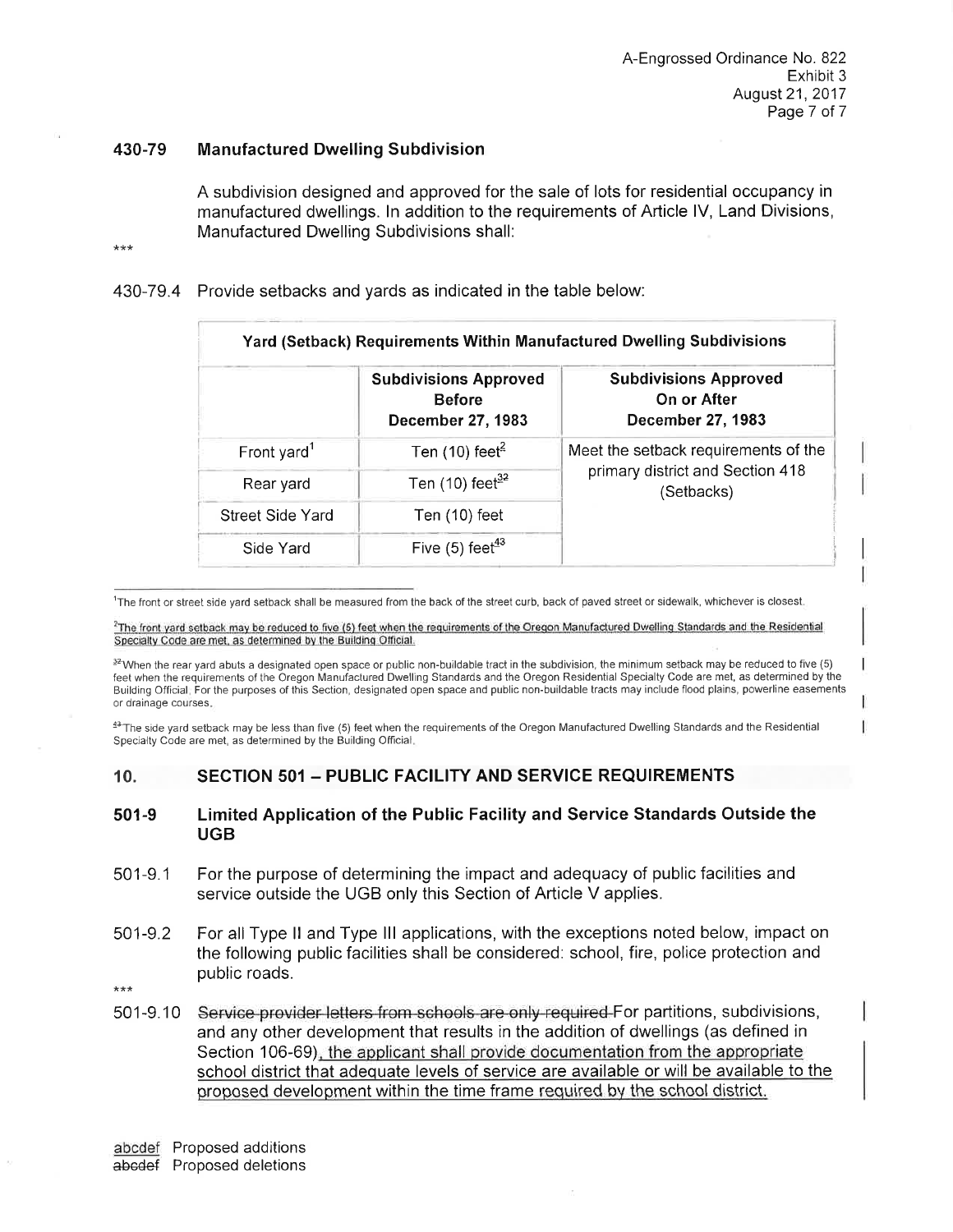### 430-79 Manufactured Dwelling Subdivision

A subdivision designed and approved for the sale of lots for residential occupancy in manufactured dwellings. In addition to the requirements of Article IV, Land Divisions, Manufactured Dwelling Subdivisions shall:

\*\*\*

430-79.4 Provide setbacks and yards as indicated in the table below:

| Yard (Setback) Requirements Within Manufactured Dwelling Subdivisions | | |
|---|---|---|
| | **Subdivisions Approved Before December 27, 1983** | **Subdivisions Approved On or After December 27, 1983** |
| Front yard[1] | Ten (10) feet[2] | Meet the setback requirements of the primary district and Section 418 (Setbacks) |
| Rear yard | Ten (10) feet[32] | |
| Street Side Yard | Ten (10) feet | |
| Side Yard | Five (5) feet[43] | |

[1]The front or street side yard setback shall be measured from the back of the street curb, back of paved street or sidewalk, whichever is closest.

[2]<u>The front yard setback may be reduced to five (5) feet when the requirements of the Oregon Manufactured Dwelling Standards and the Residential Specialty Code are met, as determined by the Building Official.</u>

[32]When the rear yard abuts a designated open space or public non-buildable tract in the subdivision, the minimum setback may be reduced to five (5) feet when the requirements of the Oregon Manufactured Dwelling Standards and the Oregon Residential Specialty Code are met, as determined by the Building Official. For the purposes of this Section, designated open space and public non-buildable tracts may include flood plains, powerline easements or drainage courses.

[43]The side yard setback may be less than five (5) feet when the requirements of the Oregon Manufactured Dwelling Standards and the Residential Specialty Code are met, as determined by the Building Official.

## 10. SECTION 501 – PUBLIC FACILITY AND SERVICE REQUIREMENTS

### 501-9 Limited Application of the Public Facility and Service Standards Outside the UGB

501-9.1 For the purpose of determining the impact and adequacy of public facilities and service outside the UGB only this Section of Article V applies.

501-9.2 For all Type II and Type III applications, with the exceptions noted below, impact on the following public facilities shall be considered: school, fire, police protection and public roads.

\*\*\*

501-9.10 ~~Service provider letters from schools are only required~~ For partitions, subdivisions, and any other development that results in the addition of dwellings (as defined in Section 106-69)<u>, the applicant shall provide documentation from the appropriate school district that adequate levels of service are available or will be available to the proposed development within the time frame required by the school district.</u>

<u>abcdef</u> Proposed additions
~~abcdef~~ Proposed deletions